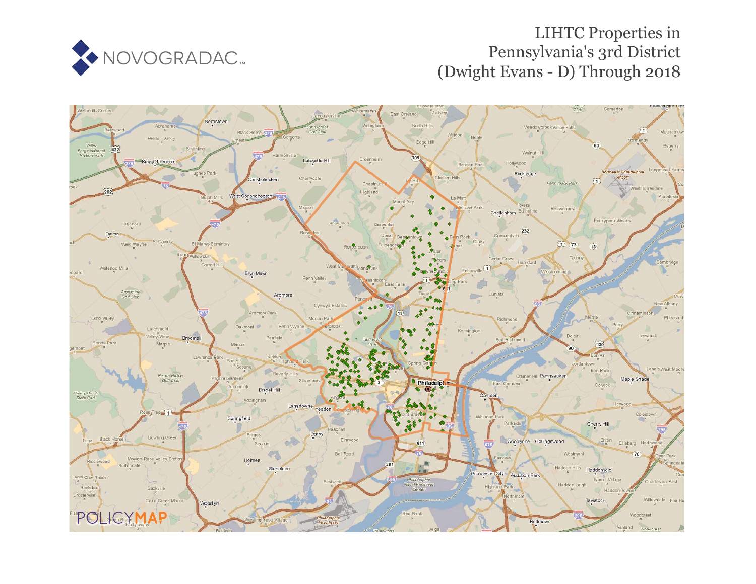NOVOGRADAC

# LIHTC Properties in Pennsylvania's 3rd District (Dwight Evans - D) Through 2018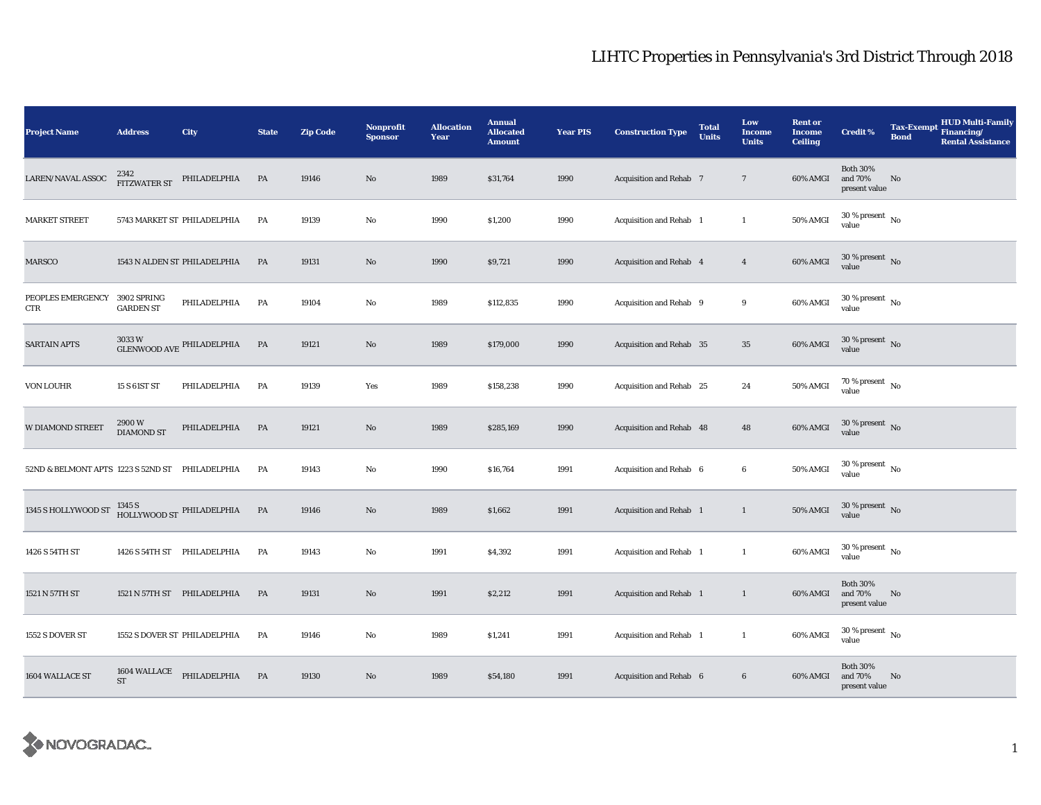# LIHTC Properties in Pennsylvania's 3rd District Through 2018

| Project Name | Address | City | State | Zip Code | Nonprofit Sponsor | Allocation Year | Annual Allocated Amount | Year PIS | Construction Type | Total Units | Low Income Units | Rent or Income Ceiling | Credit % | Tax-Exempt Bond | HUD Multi-Family Financing/ Rental Assistance |
|---|---|---|---|---|---|---|---|---|---|---|---|---|---|---|---|
| LAREN/NAVAL ASSOC | 2342 FITZWATER ST | PHILADELPHIA | PA | 19146 | No | 1989 | $31,764 | 1990 | Acquisition and Rehab | 7 | 7 | 60% AMGI | Both 30% and 70% present value | No | |
| MARKET STREET | 5743 MARKET ST | PHILADELPHIA | PA | 19139 | No | 1990 | $1,200 | 1990 | Acquisition and Rehab | 1 | 1 | 50% AMGI | 30 % present value | No | |
| MARSCO | 1543 N ALDEN ST | PHILADELPHIA | PA | 19131 | No | 1990 | $9,721 | 1990 | Acquisition and Rehab | 4 | 4 | 60% AMGI | 30 % present value | No | |
| PEOPLES EMERGENCY CTR | 3902 SPRING GARDEN ST | PHILADELPHIA | PA | 19104 | No | 1989 | $112,835 | 1990 | Acquisition and Rehab | 9 | 9 | 60% AMGI | 30 % present value | No | |
| SARTAIN APTS | 3033 W GLENWOOD AVE | PHILADELPHIA | PA | 19121 | No | 1989 | $179,000 | 1990 | Acquisition and Rehab | 35 | 35 | 60% AMGI | 30 % present value | No | |
| VON LOUHR | 15 S 61ST ST | PHILADELPHIA | PA | 19139 | Yes | 1989 | $158,238 | 1990 | Acquisition and Rehab | 25 | 24 | 50% AMGI | 70 % present value | No | |
| W DIAMOND STREET | 2900 W DIAMOND ST | PHILADELPHIA | PA | 19121 | No | 1989 | $285,169 | 1990 | Acquisition and Rehab | 48 | 48 | 60% AMGI | 30 % present value | No | |
| 52ND & BELMONT APTS | 1223 S 52ND ST | PHILADELPHIA | PA | 19143 | No | 1990 | $16,764 | 1991 | Acquisition and Rehab | 6 | 6 | 50% AMGI | 30 % present value | No | |
| 1345 S HOLLYWOOD ST | 1345 S HOLLYWOOD ST | PHILADELPHIA | PA | 19146 | No | 1989 | $1,662 | 1991 | Acquisition and Rehab | 1 | 1 | 50% AMGI | 30 % present value | No | |
| 1426 S 54TH ST | 1426 S 54TH ST | PHILADELPHIA | PA | 19143 | No | 1991 | $4,392 | 1991 | Acquisition and Rehab | 1 | 1 | 60% AMGI | 30 % present value | No | |
| 1521 N 57TH ST | 1521 N 57TH ST | PHILADELPHIA | PA | 19131 | No | 1991 | $2,212 | 1991 | Acquisition and Rehab | 1 | 1 | 60% AMGI | Both 30% and 70% present value | No | |
| 1552 S DOVER ST | 1552 S DOVER ST | PHILADELPHIA | PA | 19146 | No | 1989 | $1,241 | 1991 | Acquisition and Rehab | 1 | 1 | 60% AMGI | 30 % present value | No | |
| 1604 WALLACE ST | 1604 WALLACE ST | PHILADELPHIA | PA | 19130 | No | 1989 | $54,180 | 1991 | Acquisition and Rehab | 6 | 6 | 60% AMGI | Both 30% and 70% present value | No | |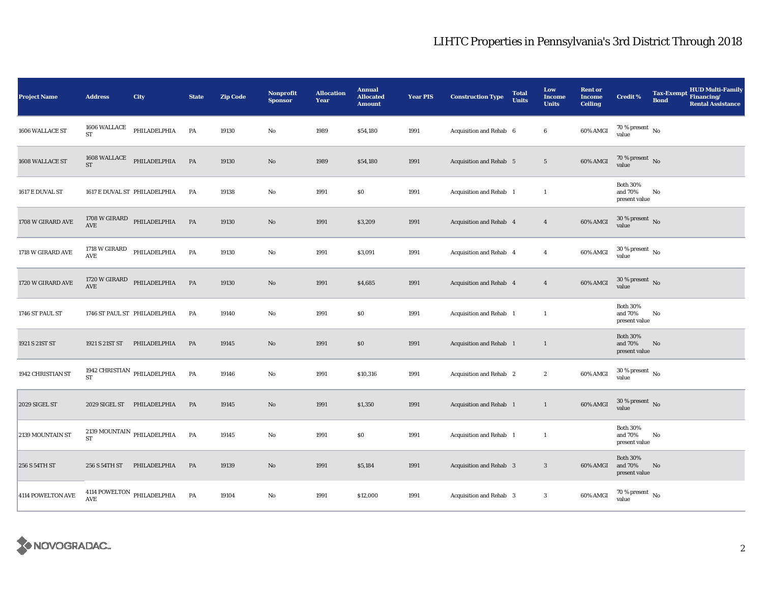# LIHTC Properties in Pennsylvania's 3rd District Through 2018

| Project Name | Address | City | State | Zip Code | Nonprofit Sponsor | Allocation Year | Annual Allocated Amount | Year PIS | Construction Type | Total Units | Low Income Units | Rent or Income Ceiling | Credit % | Tax-Exempt Bond | HUD Multi-Family Financing/ Rental Assistance |
|---|---|---|---|---|---|---|---|---|---|---|---|---|---|---|---|
| 1606 WALLACE ST | 1606 WALLACE ST | PHILADELPHIA | PA | 19130 | No | 1989 | $54,180 | 1991 | Acquisition and Rehab | 6 | 6 | 60% AMGI | 70 % present value | No | |
| 1608 WALLACE ST | 1608 WALLACE ST | PHILADELPHIA | PA | 19130 | No | 1989 | $54,180 | 1991 | Acquisition and Rehab | 5 | 5 | 60% AMGI | 70 % present value | No | |
| 1617 E DUVAL ST | 1617 E DUVAL ST | PHILADELPHIA | PA | 19138 | No | 1991 | $0 | 1991 | Acquisition and Rehab | 1 | 1 | | Both 30% and 70% present value | No | |
| 1708 W GIRARD AVE | 1708 W GIRARD AVE | PHILADELPHIA | PA | 19130 | No | 1991 | $3,209 | 1991 | Acquisition and Rehab | 4 | 4 | 60% AMGI | 30 % present value | No | |
| 1718 W GIRARD AVE | 1718 W GIRARD AVE | PHILADELPHIA | PA | 19130 | No | 1991 | $3,091 | 1991 | Acquisition and Rehab | 4 | 4 | 60% AMGI | 30 % present value | No | |
| 1720 W GIRARD AVE | 1720 W GIRARD AVE | PHILADELPHIA | PA | 19130 | No | 1991 | $4,685 | 1991 | Acquisition and Rehab | 4 | 4 | 60% AMGI | 30 % present value | No | |
| 1746 ST PAUL ST | 1746 ST PAUL ST | PHILADELPHIA | PA | 19140 | No | 1991 | $0 | 1991 | Acquisition and Rehab | 1 | 1 | | Both 30% and 70% present value | No | |
| 1921 S 21ST ST | 1921 S 21ST ST | PHILADELPHIA | PA | 19145 | No | 1991 | $0 | 1991 | Acquisition and Rehab | 1 | 1 | | Both 30% and 70% present value | No | |
| 1942 CHRISTIAN ST | 1942 CHRISTIAN ST | PHILADELPHIA | PA | 19146 | No | 1991 | $10,316 | 1991 | Acquisition and Rehab | 2 | 2 | 60% AMGI | 30 % present value | No | |
| 2029 SIGEL ST | 2029 SIGEL ST | PHILADELPHIA | PA | 19145 | No | 1991 | $1,350 | 1991 | Acquisition and Rehab | 1 | 1 | 60% AMGI | 30 % present value | No | |
| 2139 MOUNTAIN ST | 2139 MOUNTAIN ST | PHILADELPHIA | PA | 19145 | No | 1991 | $0 | 1991 | Acquisition and Rehab | 1 | 1 | | Both 30% and 70% present value | No | |
| 256 S 54TH ST | 256 S 54TH ST | PHILADELPHIA | PA | 19139 | No | 1991 | $5,184 | 1991 | Acquisition and Rehab | 3 | 3 | 60% AMGI | Both 30% and 70% present value | No | |
| 4114 POWELTON AVE | 4114 POWELTON AVE | PHILADELPHIA | PA | 19104 | No | 1991 | $12,000 | 1991 | Acquisition and Rehab | 3 | 3 | 60% AMGI | 70 % present value | No | |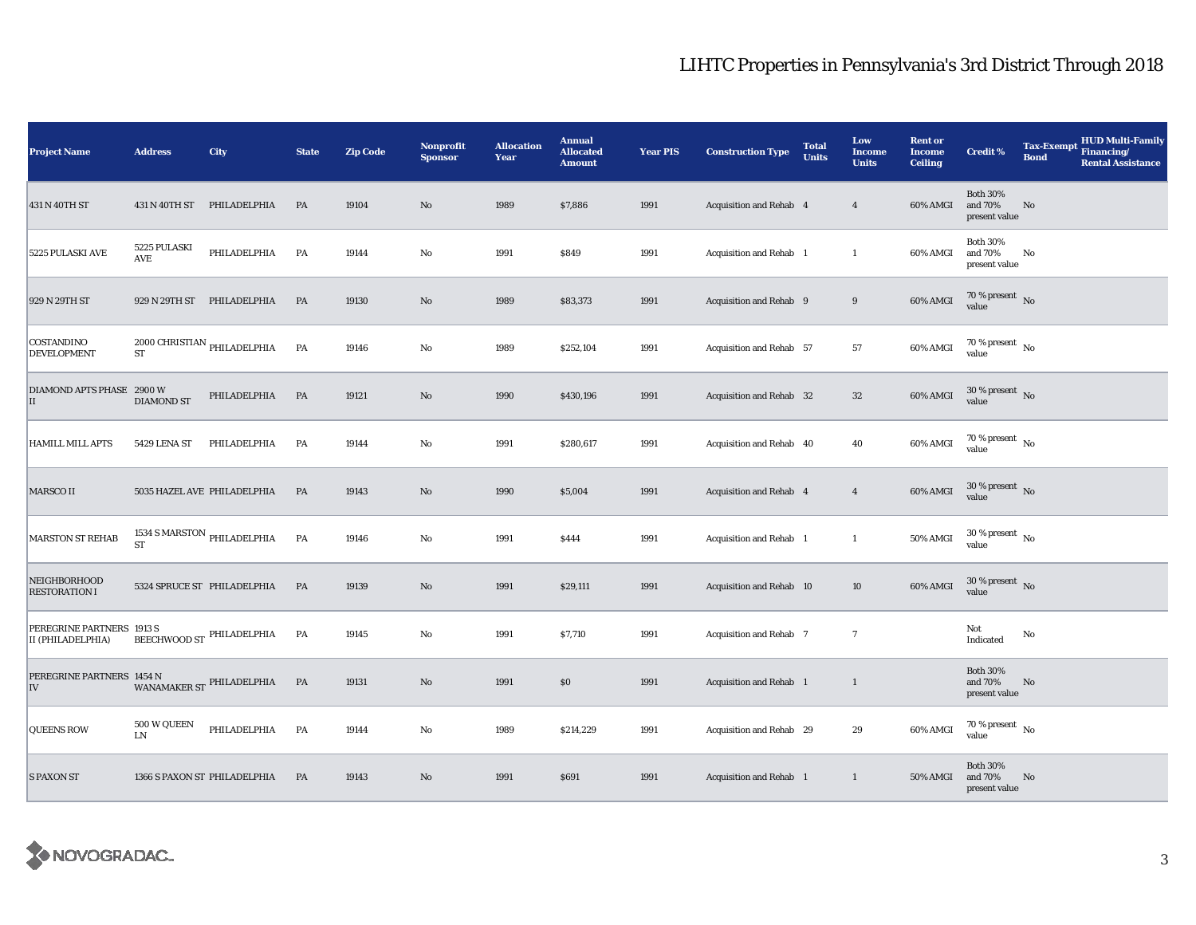# LIHTC Properties in Pennsylvania's 3rd District Through 2018

| Project Name | Address | City | State | Zip Code | Nonprofit Sponsor | Allocation Year | Annual Allocated Amount | Year PIS | Construction Type | Total Units | Low Income Units | Rent or Income Ceiling | Credit % | Tax-Exempt Bond | HUD Multi-Family Financing/ Rental Assistance |
|---|---|---|---|---|---|---|---|---|---|---|---|---|---|---|---|
| 431 N 40TH ST | 431 N 40TH ST | PHILADELPHIA | PA | 19104 | No | 1989 | $7,886 | 1991 | Acquisition and Rehab | 4 | 4 | 60% AMGI | Both 30% and 70% present value | No | |
| 5225 PULASKI AVE | 5225 PULASKI AVE | PHILADELPHIA | PA | 19144 | No | 1991 | $849 | 1991 | Acquisition and Rehab | 1 | 1 | 60% AMGI | Both 30% and 70% present value | No | |
| 929 N 29TH ST | 929 N 29TH ST | PHILADELPHIA | PA | 19130 | No | 1989 | $83,373 | 1991 | Acquisition and Rehab | 9 | 9 | 60% AMGI | 70 % present value | No | |
| COSTANDINO DEVELOPMENT | 2000 CHRISTIAN ST | PHILADELPHIA | PA | 19146 | No | 1989 | $252,104 | 1991 | Acquisition and Rehab | 57 | 57 | 60% AMGI | 70 % present value | No | |
| DIAMOND APTS PHASE II | 2900 W DIAMOND ST | PHILADELPHIA | PA | 19121 | No | 1990 | $430,196 | 1991 | Acquisition and Rehab | 32 | 32 | 60% AMGI | 30 % present value | No | |
| HAMILL MILL APTS | 5429 LENA ST | PHILADELPHIA | PA | 19144 | No | 1991 | $280,617 | 1991 | Acquisition and Rehab | 40 | 40 | 60% AMGI | 70 % present value | No | |
| MARSCO II | 5035 HAZEL AVE | PHILADELPHIA | PA | 19143 | No | 1990 | $5,004 | 1991 | Acquisition and Rehab | 4 | 4 | 60% AMGI | 30 % present value | No | |
| MARSTON ST REHAB | 1534 S MARSTON ST | PHILADELPHIA | PA | 19146 | No | 1991 | $444 | 1991 | Acquisition and Rehab | 1 | 1 | 50% AMGI | 30 % present value | No | |
| NEIGHBORHOOD RESTORATION I | 5324 SPRUCE ST | PHILADELPHIA | PA | 19139 | No | 1991 | $29,111 | 1991 | Acquisition and Rehab | 10 | 10 | 60% AMGI | 30 % present value | No | |
| PEREGRINE PARTNERS II (PHILADELPHIA) | 1913 S BEECHWOOD ST | PHILADELPHIA | PA | 19145 | No | 1991 | $7,710 | 1991 | Acquisition and Rehab | 7 | 7 | | Not Indicated | No | |
| PEREGRINE PARTNERS IV | 1454 N WANAMAKER ST | PHILADELPHIA | PA | 19131 | No | 1991 | $0 | 1991 | Acquisition and Rehab | 1 | 1 | | Both 30% and 70% present value | No | |
| QUEENS ROW | 500 W QUEEN LN | PHILADELPHIA | PA | 19144 | No | 1989 | $214,229 | 1991 | Acquisition and Rehab | 29 | 29 | 60% AMGI | 70 % present value | No | |
| S PAXON ST | 1366 S PAXON ST | PHILADELPHIA | PA | 19143 | No | 1991 | $691 | 1991 | Acquisition and Rehab | 1 | 1 | 50% AMGI | Both 30% and 70% present value | No | |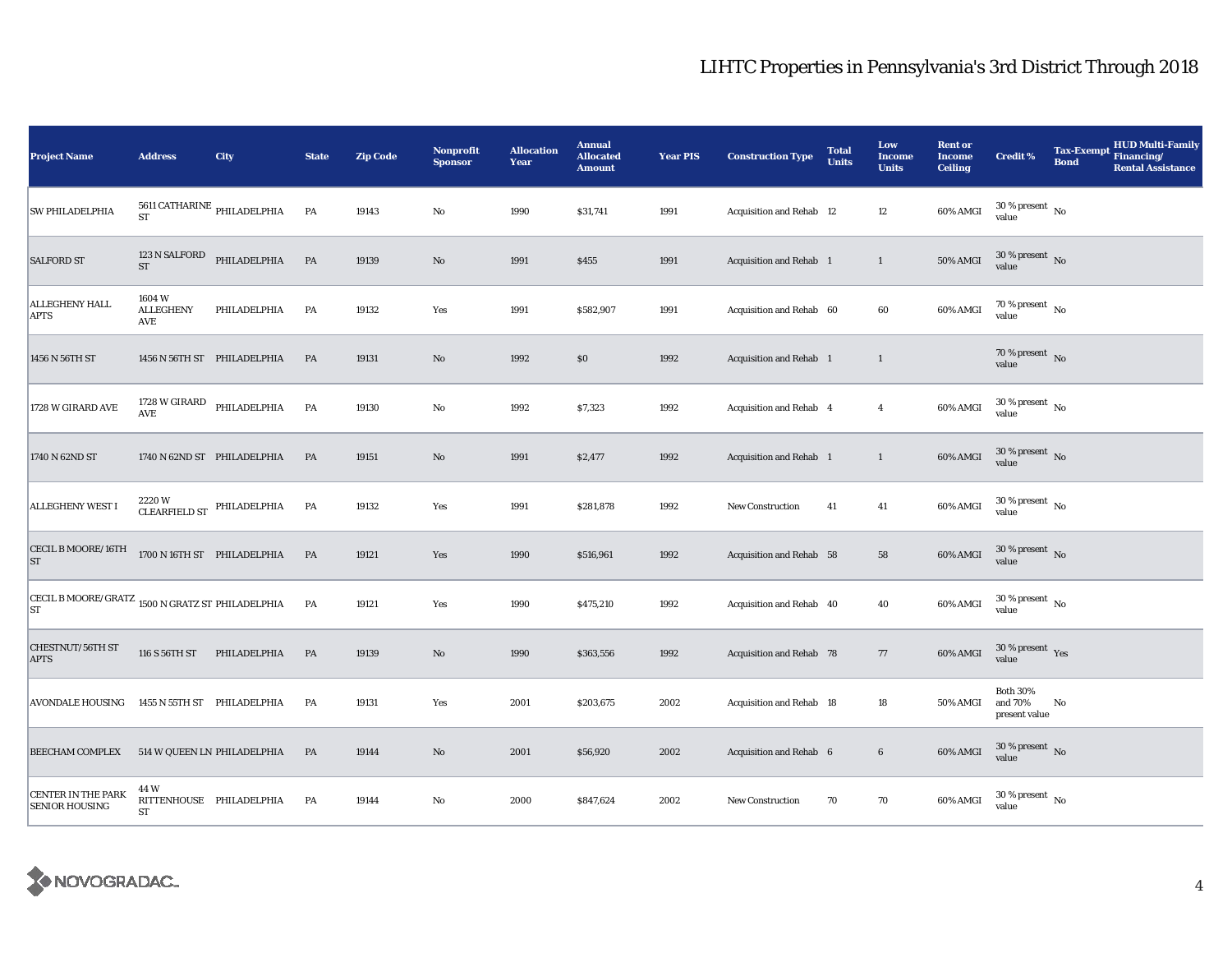# LIHTC Properties in Pennsylvania's 3rd District Through 2018

| Project Name | Address | City | State | Zip Code | Nonprofit Sponsor | Allocation Year | Annual Allocated Amount | Year PIS | Construction Type | Total Units | Low Income Units | Rent or Income Ceiling | Credit % | Tax-Exempt Bond | HUD Multi-Family Financing/ Rental Assistance |
|---|---|---|---|---|---|---|---|---|---|---|---|---|---|---|---|
| SW PHILADELPHIA | 5611 CATHARINE ST | PHILADELPHIA | PA | 19143 | No | 1990 | $31,741 | 1991 | Acquisition and Rehab | 12 | 12 | 60% AMGI | 30 % present value | No | |
| SALFORD ST | 123 N SALFORD ST | PHILADELPHIA | PA | 19139 | No | 1991 | $455 | 1991 | Acquisition and Rehab | 1 | 1 | 50% AMGI | 30 % present value | No | |
| ALLEGHENY HALL APTS | 1604 W ALLEGHENY AVE | PHILADELPHIA | PA | 19132 | Yes | 1991 | $582,907 | 1991 | Acquisition and Rehab | 60 | 60 | 60% AMGI | 70 % present value | No | |
| 1456 N 56TH ST | 1456 N 56TH ST | PHILADELPHIA | PA | 19131 | No | 1992 | $0 | 1992 | Acquisition and Rehab | 1 | 1 | | 70 % present value | No | |
| 1728 W GIRARD AVE | 1728 W GIRARD AVE | PHILADELPHIA | PA | 19130 | No | 1992 | $7,323 | 1992 | Acquisition and Rehab | 4 | 4 | 60% AMGI | 30 % present value | No | |
| 1740 N 62ND ST | 1740 N 62ND ST | PHILADELPHIA | PA | 19151 | No | 1991 | $2,477 | 1992 | Acquisition and Rehab | 1 | 1 | 60% AMGI | 30 % present value | No | |
| ALLEGHENY WEST I | 2220 W CLEARFIELD ST | PHILADELPHIA | PA | 19132 | Yes | 1991 | $281,878 | 1992 | New Construction | 41 | 41 | 60% AMGI | 30 % present value | No | |
| CECIL B MOORE/16TH ST | 1700 N 16TH ST | PHILADELPHIA | PA | 19121 | Yes | 1990 | $516,961 | 1992 | Acquisition and Rehab | 58 | 58 | 60% AMGI | 30 % present value | No | |
| CECIL B MOORE/GRATZ ST | 1500 N GRATZ ST | PHILADELPHIA | PA | 19121 | Yes | 1990 | $475,210 | 1992 | Acquisition and Rehab | 40 | 40 | 60% AMGI | 30 % present value | No | |
| CHESTNUT/56TH ST APTS | 116 S 56TH ST | PHILADELPHIA | PA | 19139 | No | 1990 | $363,556 | 1992 | Acquisition and Rehab | 78 | 77 | 60% AMGI | 30 % present value | Yes | |
| AVONDALE HOUSING | 1455 N 55TH ST | PHILADELPHIA | PA | 19131 | Yes | 2001 | $203,675 | 2002 | Acquisition and Rehab | 18 | 18 | 50% AMGI | Both 30% and 70% present value | No | |
| BEECHAM COMPLEX | 514 W QUEEN LN | PHILADELPHIA | PA | 19144 | No | 2001 | $56,920 | 2002 | Acquisition and Rehab | 6 | 6 | 60% AMGI | 30 % present value | No | |
| CENTER IN THE PARK SENIOR HOUSING | 44 W RITTENHOUSE ST | PHILADELPHIA | PA | 19144 | No | 2000 | $847,624 | 2002 | New Construction | 70 | 70 | 60% AMGI | 30 % present value | No | |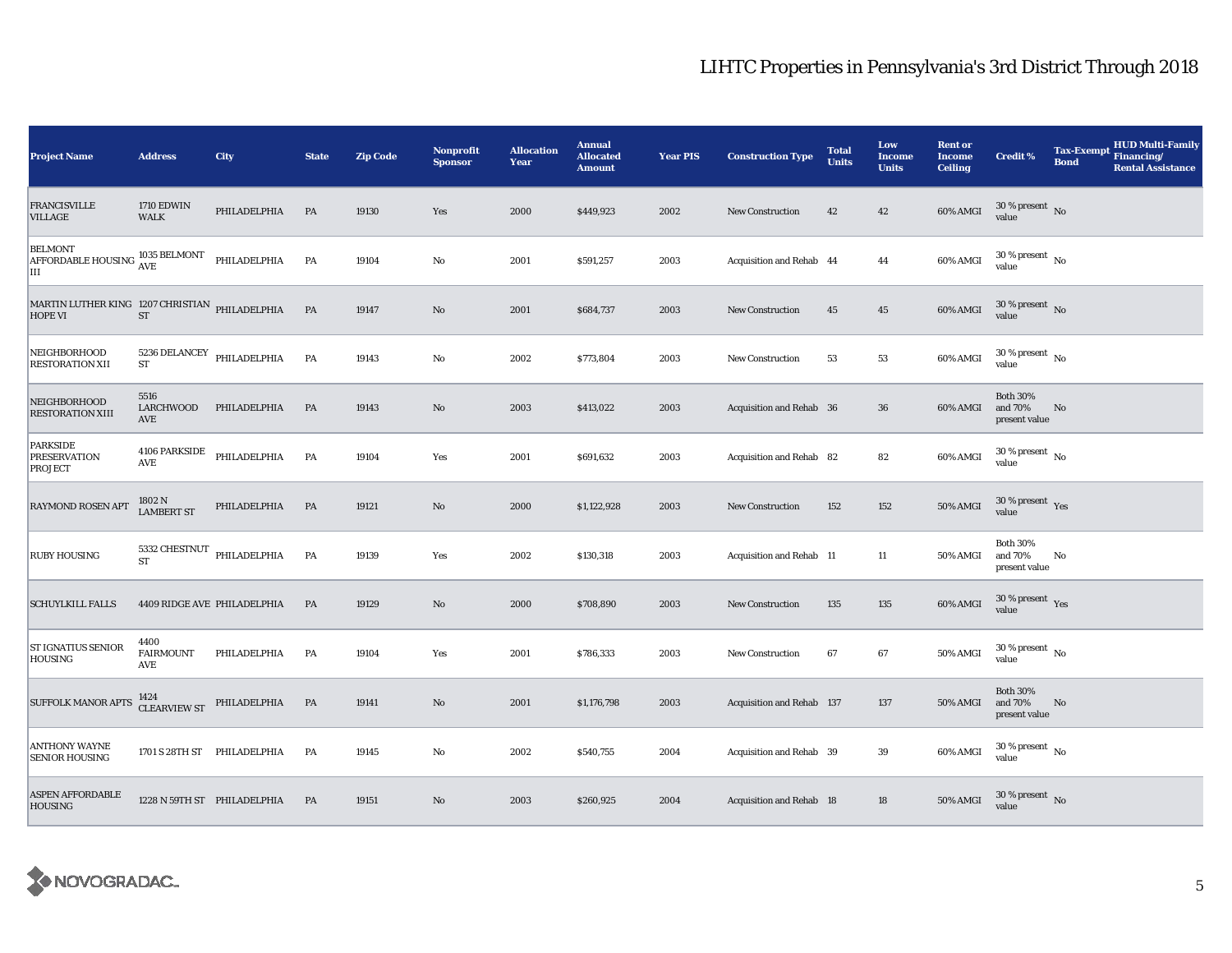# LIHTC Properties in Pennsylvania's 3rd District Through 2018

| Project Name | Address | City | State | Zip Code | Nonprofit Sponsor | Allocation Year | Annual Allocated Amount | Year PIS | Construction Type | Total Units | Low Income Units | Rent or Income Ceiling | Credit % | Tax-Exempt Bond | HUD Multi-Family Financing/ Rental Assistance |
|---|---|---|---|---|---|---|---|---|---|---|---|---|---|---|---|
| FRANCISVILLE VILLAGE | 1710 EDWIN WALK | PHILADELPHIA | PA | 19130 | Yes | 2000 | $449,923 | 2002 | New Construction | 42 | 42 | 60% AMGI | 30 % present value | No | |
| BELMONT AFFORDABLE HOUSING III | 1035 BELMONT AVE | PHILADELPHIA | PA | 19104 | No | 2001 | $591,257 | 2003 | Acquisition and Rehab | 44 | 44 | 60% AMGI | 30 % present value | No | |
| MARTIN LUTHER KING HOPE VI | 1207 CHRISTIAN ST | PHILADELPHIA | PA | 19147 | No | 2001 | $684,737 | 2003 | New Construction | 45 | 45 | 60% AMGI | 30 % present value | No | |
| NEIGHBORHOOD RESTORATION XII | 5236 DELANCEY ST | PHILADELPHIA | PA | 19143 | No | 2002 | $773,804 | 2003 | New Construction | 53 | 53 | 60% AMGI | 30 % present value | No | |
| NEIGHBORHOOD RESTORATION XIII | 5516 LARCHWOOD AVE | PHILADELPHIA | PA | 19143 | No | 2003 | $413,022 | 2003 | Acquisition and Rehab | 36 | 36 | 60% AMGI | Both 30% and 70% present value | No | |
| PARKSIDE PRESERVATION PROJECT | 4106 PARKSIDE AVE | PHILADELPHIA | PA | 19104 | Yes | 2001 | $691,632 | 2003 | Acquisition and Rehab | 82 | 82 | 60% AMGI | 30 % present value | No | |
| RAYMOND ROSEN APT | 1802 N LAMBERT ST | PHILADELPHIA | PA | 19121 | No | 2000 | $1,122,928 | 2003 | New Construction | 152 | 152 | 50% AMGI | 30 % present value | Yes | |
| RUBY HOUSING | 5332 CHESTNUT ST | PHILADELPHIA | PA | 19139 | Yes | 2002 | $130,318 | 2003 | Acquisition and Rehab | 11 | 11 | 50% AMGI | Both 30% and 70% present value | No | |
| SCHUYLKILL FALLS | 4409 RIDGE AVE | PHILADELPHIA | PA | 19129 | No | 2000 | $708,890 | 2003 | New Construction | 135 | 135 | 60% AMGI | 30 % present value | Yes | |
| ST IGNATIUS SENIOR HOUSING | 4400 FAIRMOUNT AVE | PHILADELPHIA | PA | 19104 | Yes | 2001 | $786,333 | 2003 | New Construction | 67 | 67 | 50% AMGI | 30 % present value | No | |
| SUFFOLK MANOR APTS | 1424 CLEARVIEW ST | PHILADELPHIA | PA | 19141 | No | 2001 | $1,176,798 | 2003 | Acquisition and Rehab | 137 | 137 | 50% AMGI | Both 30% and 70% present value | No | |
| ANTHONY WAYNE SENIOR HOUSING | 1701 S 28TH ST | PHILADELPHIA | PA | 19145 | No | 2002 | $540,755 | 2004 | Acquisition and Rehab | 39 | 39 | 60% AMGI | 30 % present value | No | |
| ASPEN AFFORDABLE HOUSING | 1228 N 59TH ST | PHILADELPHIA | PA | 19151 | No | 2003 | $260,925 | 2004 | Acquisition and Rehab | 18 | 18 | 50% AMGI | 30 % present value | No | |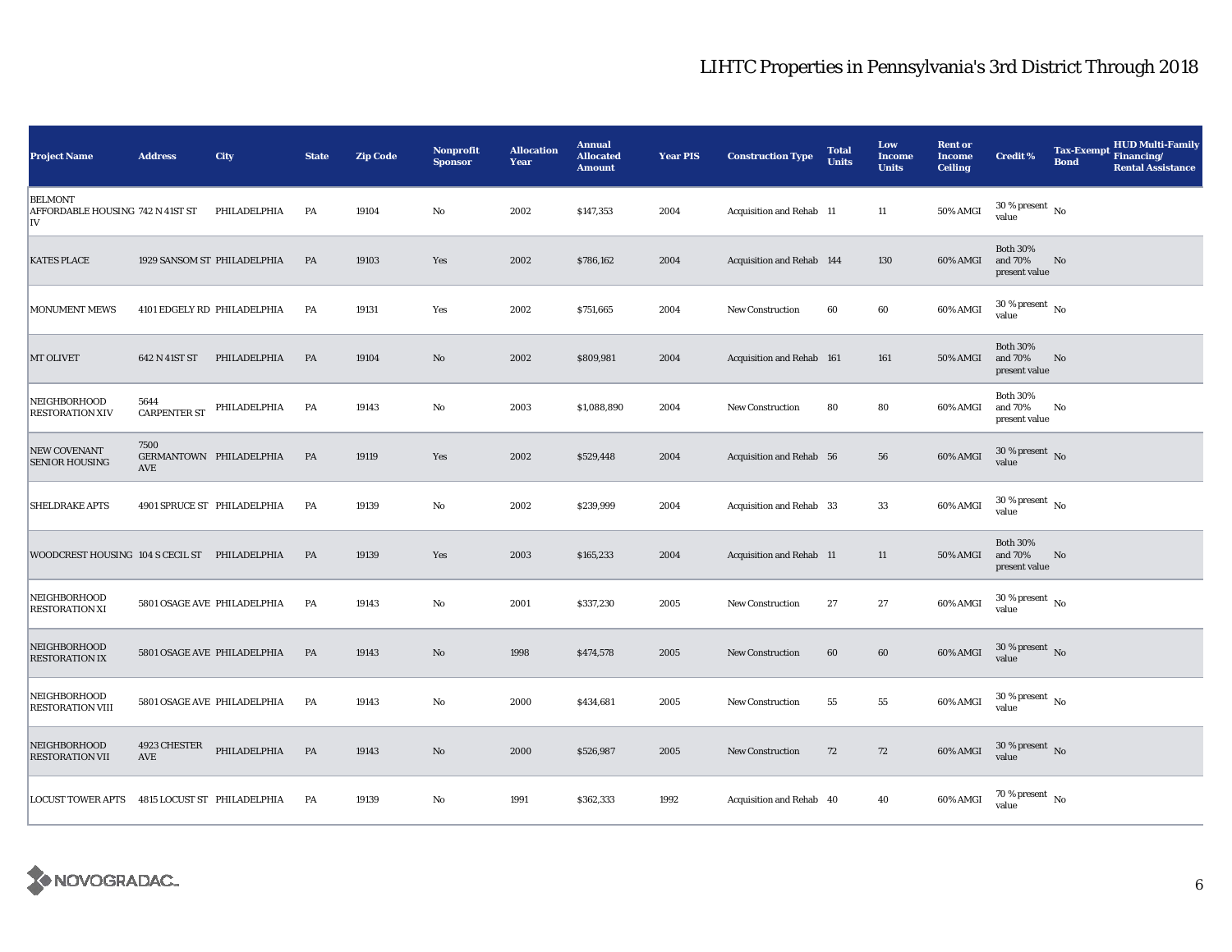# LIHTC Properties in Pennsylvania's 3rd District Through 2018

| Project Name | Address | City | State | Zip Code | Nonprofit Sponsor | Allocation Year | Annual Allocated Amount | Year PIS | Construction Type | Total Units | Low Income Units | Rent or Income Ceiling | Credit % | Tax-Exempt Bond | HUD Multi-Family Financing/ Rental Assistance |
|---|---|---|---|---|---|---|---|---|---|---|---|---|---|---|---|
| BELMONT AFFORDABLE HOUSING IV | 742 N 41ST ST | PHILADELPHIA | PA | 19104 | No | 2002 | $147,353 | 2004 | Acquisition and Rehab | 11 | 11 | 50% AMGI | 30 % present value | No | |
| KATES PLACE | 1929 SANSOM ST | PHILADELPHIA | PA | 19103 | Yes | 2002 | $786,162 | 2004 | Acquisition and Rehab | 144 | 130 | 60% AMGI | Both 30% and 70% present value | No | |
| MONUMENT MEWS | 4101 EDGELY RD | PHILADELPHIA | PA | 19131 | Yes | 2002 | $751,665 | 2004 | New Construction | 60 | 60 | 60% AMGI | 30 % present value | No | |
| MT OLIVET | 642 N 41ST ST | PHILADELPHIA | PA | 19104 | No | 2002 | $809,981 | 2004 | Acquisition and Rehab | 161 | 161 | 50% AMGI | Both 30% and 70% present value | No | |
| NEIGHBORHOOD RESTORATION XIV | 5644 CARPENTER ST | PHILADELPHIA | PA | 19143 | No | 2003 | $1,088,890 | 2004 | New Construction | 80 | 80 | 60% AMGI | Both 30% and 70% present value | No | |
| NEW COVENANT SENIOR HOUSING | 7500 GERMANTOWN AVE | PHILADELPHIA | PA | 19119 | Yes | 2002 | $529,448 | 2004 | Acquisition and Rehab | 56 | 56 | 60% AMGI | 30 % present value | No | |
| SHELDRAKE APTS | 4901 SPRUCE ST | PHILADELPHIA | PA | 19139 | No | 2002 | $239,999 | 2004 | Acquisition and Rehab | 33 | 33 | 60% AMGI | 30 % present value | No | |
| WOODCREST HOUSING | 104 S CECIL ST | PHILADELPHIA | PA | 19139 | Yes | 2003 | $165,233 | 2004 | Acquisition and Rehab | 11 | 11 | 50% AMGI | Both 30% and 70% present value | No | |
| NEIGHBORHOOD RESTORATION XI | 5801 OSAGE AVE | PHILADELPHIA | PA | 19143 | No | 2001 | $337,230 | 2005 | New Construction | 27 | 27 | 60% AMGI | 30 % present value | No | |
| NEIGHBORHOOD RESTORATION IX | 5801 OSAGE AVE | PHILADELPHIA | PA | 19143 | No | 1998 | $474,578 | 2005 | New Construction | 60 | 60 | 60% AMGI | 30 % present value | No | |
| NEIGHBORHOOD RESTORATION VIII | 5801 OSAGE AVE | PHILADELPHIA | PA | 19143 | No | 2000 | $434,681 | 2005 | New Construction | 55 | 55 | 60% AMGI | 30 % present value | No | |
| NEIGHBORHOOD RESTORATION VII | 4923 CHESTER AVE | PHILADELPHIA | PA | 19143 | No | 2000 | $526,987 | 2005 | New Construction | 72 | 72 | 60% AMGI | 30 % present value | No | |
| LOCUST TOWER APTS | 4815 LOCUST ST | PHILADELPHIA | PA | 19139 | No | 1991 | $362,333 | 1992 | Acquisition and Rehab | 40 | 40 | 60% AMGI | 70 % present value | No | |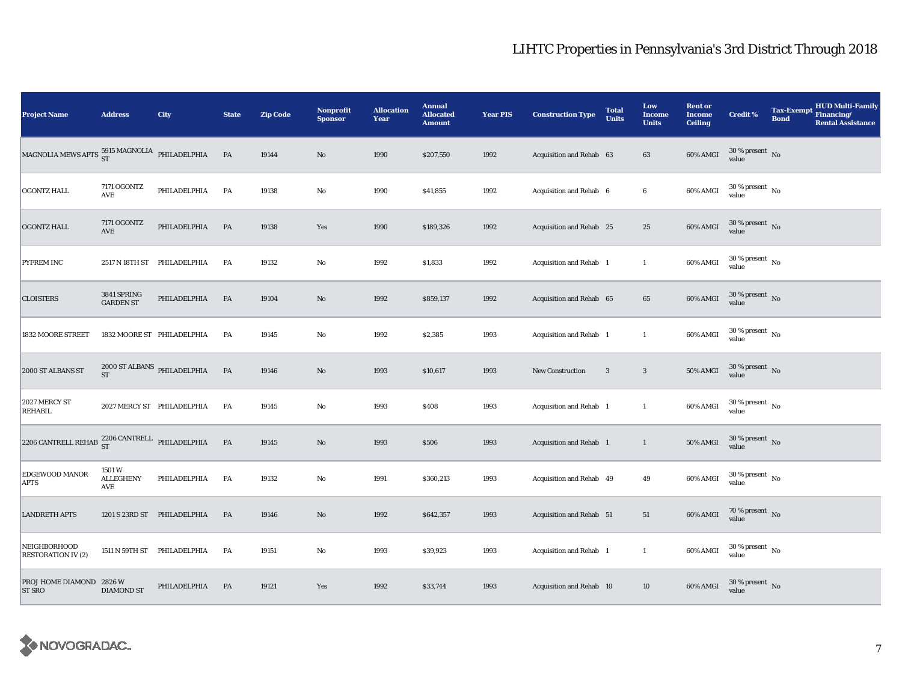# LIHTC Properties in Pennsylvania's 3rd District Through 2018

| Project Name | Address | City | State | Zip Code | Nonprofit Sponsor | Allocation Year | Annual Allocated Amount | Year PIS | Construction Type | Total Units | Low Income Units | Rent or Income Ceiling | Credit % | Tax-Exempt Bond | HUD Multi-Family Financing/ Rental Assistance |
|---|---|---|---|---|---|---|---|---|---|---|---|---|---|---|---|
| MAGNOLIA MEWS APTS | 5915 MAGNOLIA ST | PHILADELPHIA | PA | 19144 | No | 1990 | $207,550 | 1992 | Acquisition and Rehab | 63 | 63 | 60% AMGI | 30 % present value | No | |
| OGONTZ HALL | 7171 OGONTZ AVE | PHILADELPHIA | PA | 19138 | No | 1990 | $41,855 | 1992 | Acquisition and Rehab | 6 | 6 | 60% AMGI | 30 % present value | No | |
| OGONTZ HALL | 7171 OGONTZ AVE | PHILADELPHIA | PA | 19138 | Yes | 1990 | $189,326 | 1992 | Acquisition and Rehab | 25 | 25 | 60% AMGI | 30 % present value | No | |
| PYFREM INC | 2517 N 18TH ST | PHILADELPHIA | PA | 19132 | No | 1992 | $1,833 | 1992 | Acquisition and Rehab | 1 | 1 | 60% AMGI | 30 % present value | No | |
| CLOISTERS | 3841 SPRING GARDEN ST | PHILADELPHIA | PA | 19104 | No | 1992 | $859,137 | 1992 | Acquisition and Rehab | 65 | 65 | 60% AMGI | 30 % present value | No | |
| 1832 MOORE STREET | 1832 MOORE ST | PHILADELPHIA | PA | 19145 | No | 1992 | $2,385 | 1993 | Acquisition and Rehab | 1 | 1 | 60% AMGI | 30 % present value | No | |
| 2000 ST ALBANS ST | 2000 ST ALBANS ST | PHILADELPHIA | PA | 19146 | No | 1993 | $10,617 | 1993 | New Construction | 3 | 3 | 50% AMGI | 30 % present value | No | |
| 2027 MERCY ST REHABIL | 2027 MERCY ST | PHILADELPHIA | PA | 19145 | No | 1993 | $408 | 1993 | Acquisition and Rehab | 1 | 1 | 60% AMGI | 30 % present value | No | |
| 2206 CANTRELL REHAB | 2206 CANTRELL ST | PHILADELPHIA | PA | 19145 | No | 1993 | $506 | 1993 | Acquisition and Rehab | 1 | 1 | 50% AMGI | 30 % present value | No | |
| EDGEWOOD MANOR APTS | 1501 W ALLEGHENY AVE | PHILADELPHIA | PA | 19132 | No | 1991 | $360,213 | 1993 | Acquisition and Rehab | 49 | 49 | 60% AMGI | 30 % present value | No | |
| LANDRETH APTS | 1201 S 23RD ST | PHILADELPHIA | PA | 19146 | No | 1992 | $642,357 | 1993 | Acquisition and Rehab | 51 | 51 | 60% AMGI | 70 % present value | No | |
| NEIGHBORHOOD RESTORATION IV (2) | 1511 N 59TH ST | PHILADELPHIA | PA | 19151 | No | 1993 | $39,923 | 1993 | Acquisition and Rehab | 1 | 1 | 60% AMGI | 30 % present value | No | |
| PROJ HOME DIAMOND ST SRO | 2826 W DIAMOND ST | PHILADELPHIA | PA | 19121 | Yes | 1992 | $33,744 | 1993 | Acquisition and Rehab | 10 | 10 | 60% AMGI | 30 % present value | No | |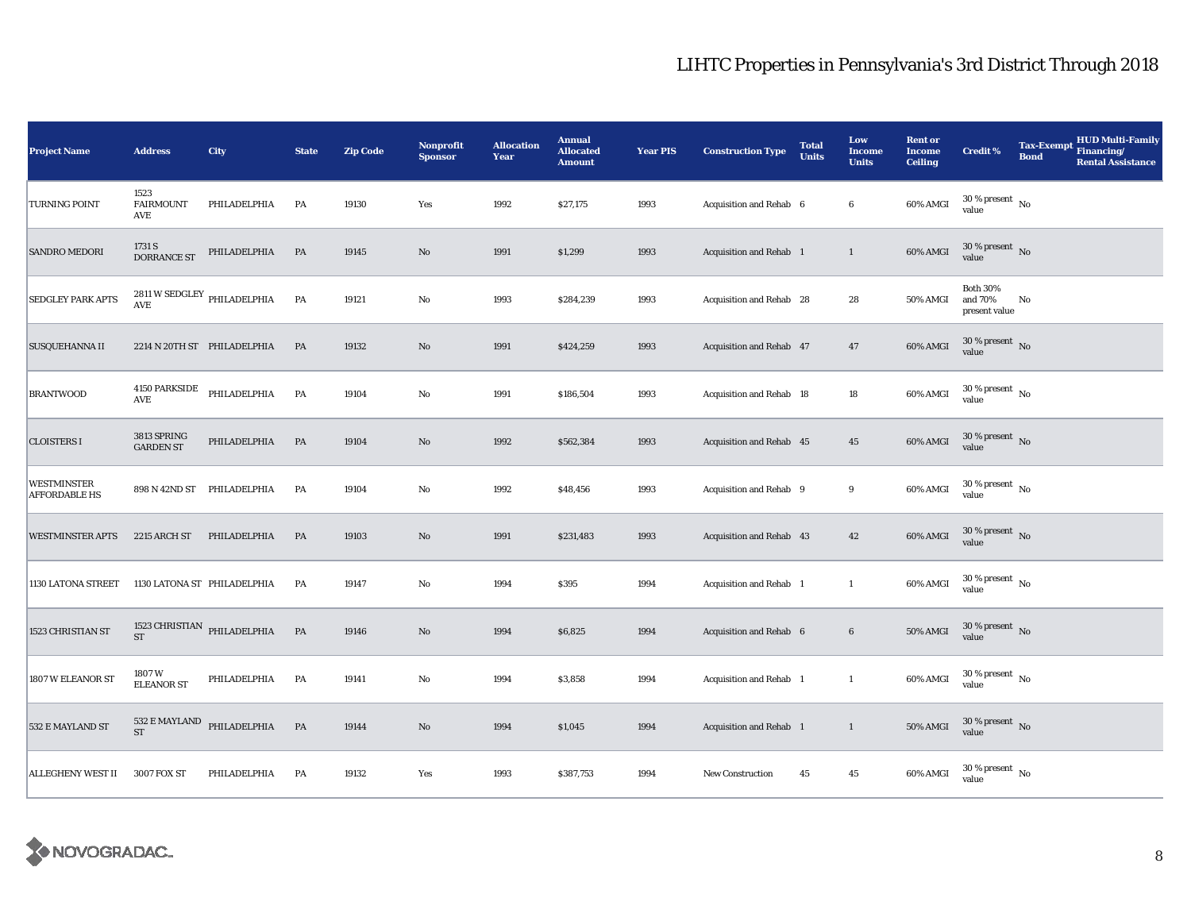# LIHTC Properties in Pennsylvania's 3rd District Through 2018

| Project Name | Address | City | State | Zip Code | Nonprofit Sponsor | Allocation Year | Annual Allocated Amount | Year PIS | Construction Type | Total Units | Low Income Units | Rent or Income Ceiling | Credit % | Tax-Exempt Bond | HUD Multi-Family Financing/ Rental Assistance |
|---|---|---|---|---|---|---|---|---|---|---|---|---|---|---|---|
| TURNING POINT | 1523 FAIRMOUNT AVE | PHILADELPHIA | PA | 19130 | Yes | 1992 | $27,175 | 1993 | Acquisition and Rehab | 6 | 6 | 60% AMGI | 30 % present value | No | |
| SANDRO MEDORI | 1731 S DORRANCE ST | PHILADELPHIA | PA | 19145 | No | 1991 | $1,299 | 1993 | Acquisition and Rehab | 1 | 1 | 60% AMGI | 30 % present value | No | |
| SEDGLEY PARK APTS | 2811 W SEDGLEY AVE | PHILADELPHIA | PA | 19121 | No | 1993 | $284,239 | 1993 | Acquisition and Rehab | 28 | 28 | 50% AMGI | Both 30% and 70% present value | No | |
| SUSQUEHANNA II | 2214 N 20TH ST | PHILADELPHIA | PA | 19132 | No | 1991 | $424,259 | 1993 | Acquisition and Rehab | 47 | 47 | 60% AMGI | 30 % present value | No | |
| BRANTWOOD | 4150 PARKSIDE AVE | PHILADELPHIA | PA | 19104 | No | 1991 | $186,504 | 1993 | Acquisition and Rehab | 18 | 18 | 60% AMGI | 30 % present value | No | |
| CLOISTERS I | 3813 SPRING GARDEN ST | PHILADELPHIA | PA | 19104 | No | 1992 | $562,384 | 1993 | Acquisition and Rehab | 45 | 45 | 60% AMGI | 30 % present value | No | |
| WESTMINSTER AFFORDABLE HS | 898 N 42ND ST | PHILADELPHIA | PA | 19104 | No | 1992 | $48,456 | 1993 | Acquisition and Rehab | 9 | 9 | 60% AMGI | 30 % present value | No | |
| WESTMINSTER APTS | 2215 ARCH ST | PHILADELPHIA | PA | 19103 | No | 1991 | $231,483 | 1993 | Acquisition and Rehab | 43 | 42 | 60% AMGI | 30 % present value | No | |
| 1130 LATONA STREET | 1130 LATONA ST | PHILADELPHIA | PA | 19147 | No | 1994 | $395 | 1994 | Acquisition and Rehab | 1 | 1 | 60% AMGI | 30 % present value | No | |
| 1523 CHRISTIAN ST | 1523 CHRISTIAN ST | PHILADELPHIA | PA | 19146 | No | 1994 | $6,825 | 1994 | Acquisition and Rehab | 6 | 6 | 50% AMGI | 30 % present value | No | |
| 1807 W ELEANOR ST | 1807 W ELEANOR ST | PHILADELPHIA | PA | 19141 | No | 1994 | $3,858 | 1994 | Acquisition and Rehab | 1 | 1 | 60% AMGI | 30 % present value | No | |
| 532 E MAYLAND ST | 532 E MAYLAND ST | PHILADELPHIA | PA | 19144 | No | 1994 | $1,045 | 1994 | Acquisition and Rehab | 1 | 1 | 50% AMGI | 30 % present value | No | |
| ALLEGHENY WEST II | 3007 FOX ST | PHILADELPHIA | PA | 19132 | Yes | 1993 | $387,753 | 1994 | New Construction | 45 | 45 | 60% AMGI | 30 % present value | No | |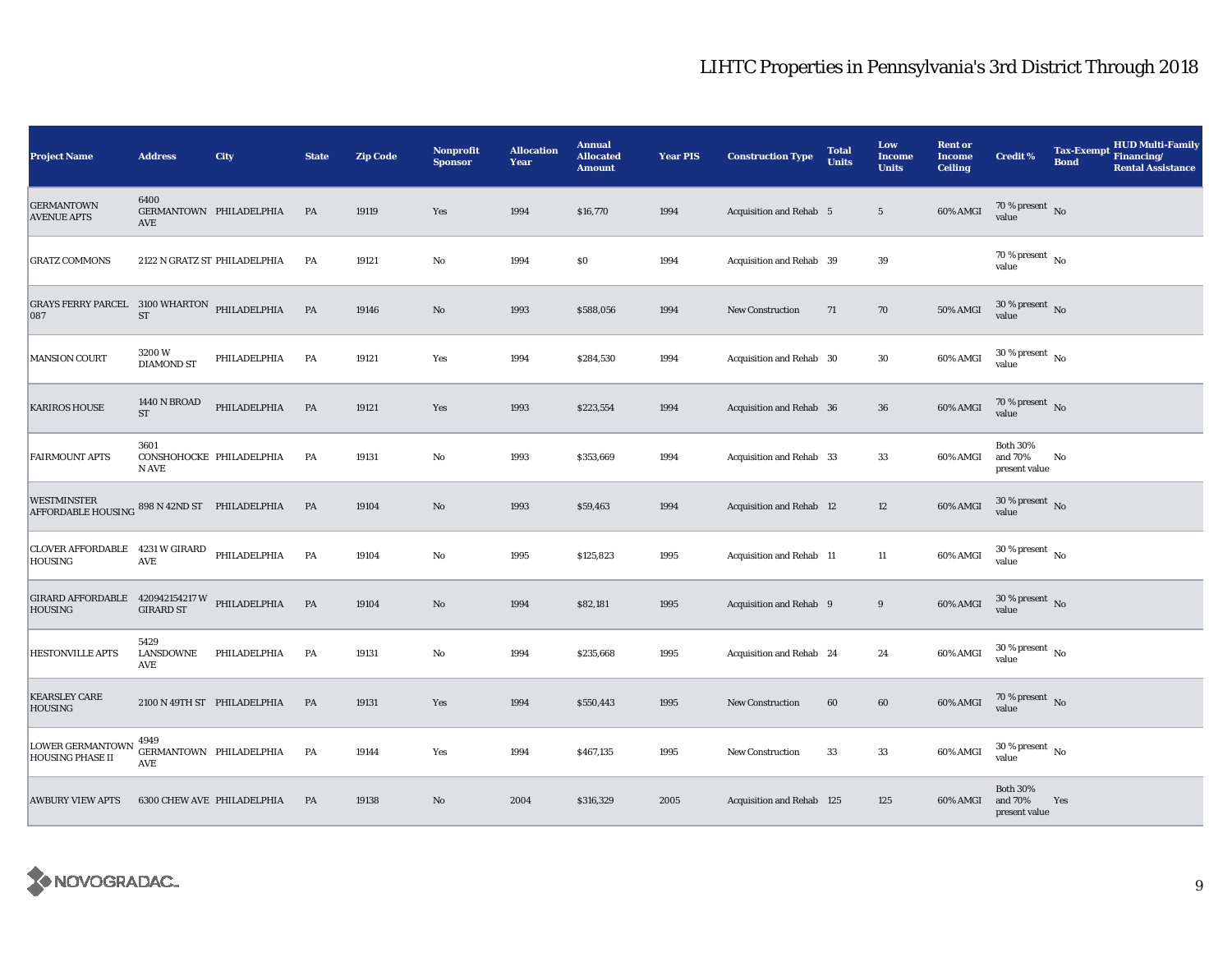# LIHTC Properties in Pennsylvania's 3rd District Through 2018

| Project Name | Address | City | State | Zip Code | Nonprofit Sponsor | Allocation Year | Annual Allocated Amount | Year PIS | Construction Type | Total Units | Low Income Units | Rent or Income Ceiling | Credit % | Tax-Exempt Bond | HUD Multi-Family Financing/ Rental Assistance |
|---|---|---|---|---|---|---|---|---|---|---|---|---|---|---|---|
| GERMANTOWN AVENUE APTS | 6400 GERMANTOWN AVE | PHILADELPHIA | PA | 19119 | Yes | 1994 | $16,770 | 1994 | Acquisition and Rehab | 5 | 5 | 60% AMGI | 70 % present value | No | |
| GRATZ COMMONS | 2122 N GRATZ ST | PHILADELPHIA | PA | 19121 | No | 1994 | $0 | 1994 | Acquisition and Rehab | 39 | 39 | | 70 % present value | No | |
| GRAYS FERRY PARCEL 087 | 3100 WHARTON ST | PHILADELPHIA | PA | 19146 | No | 1993 | $588,056 | 1994 | New Construction | 71 | 70 | 50% AMGI | 30 % present value | No | |
| MANSION COURT | 3200 W DIAMOND ST | PHILADELPHIA | PA | 19121 | Yes | 1994 | $284,530 | 1994 | Acquisition and Rehab | 30 | 30 | 60% AMGI | 30 % present value | No | |
| KARIROS HOUSE | 1440 N BROAD ST | PHILADELPHIA | PA | 19121 | Yes | 1993 | $223,554 | 1994 | Acquisition and Rehab | 36 | 36 | 60% AMGI | 70 % present value | No | |
| FAIRMOUNT APTS | 3601 CONSHOHOCKEN AVE | PHILADELPHIA | PA | 19131 | No | 1993 | $353,669 | 1994 | Acquisition and Rehab | 33 | 33 | 60% AMGI | Both 30% and 70% present value | No | |
| WESTMINSTER AFFORDABLE HOUSING | 898 N 42ND ST | PHILADELPHIA | PA | 19104 | No | 1993 | $59,463 | 1994 | Acquisition and Rehab | 12 | 12 | 60% AMGI | 30 % present value | No | |
| CLOVER AFFORDABLE HOUSING | 4231 W GIRARD AVE | PHILADELPHIA | PA | 19104 | No | 1995 | $125,823 | 1995 | Acquisition and Rehab | 11 | 11 | 60% AMGI | 30 % present value | No | |
| GIRARD AFFORDABLE HOUSING | 420942154217 W GIRARD ST | PHILADELPHIA | PA | 19104 | No | 1994 | $82,181 | 1995 | Acquisition and Rehab | 9 | 9 | 60% AMGI | 30 % present value | No | |
| HESTONVILLE APTS | 5429 LANSDOWNE AVE | PHILADELPHIA | PA | 19131 | No | 1994 | $235,668 | 1995 | Acquisition and Rehab | 24 | 24 | 60% AMGI | 30 % present value | No | |
| KEARSLEY CARE HOUSING | 2100 N 49TH ST | PHILADELPHIA | PA | 19131 | Yes | 1994 | $550,443 | 1995 | New Construction | 60 | 60 | 60% AMGI | 70 % present value | No | |
| LOWER GERMANTOWN HOUSING PHASE II | 4949 GERMANTOWN AVE | PHILADELPHIA | PA | 19144 | Yes | 1994 | $467,135 | 1995 | New Construction | 33 | 33 | 60% AMGI | 30 % present value | No | |
| AWBURY VIEW APTS | 6300 CHEW AVE | PHILADELPHIA | PA | 19138 | No | 2004 | $316,329 | 2005 | Acquisition and Rehab | 125 | 125 | 60% AMGI | Both 30% and 70% present value | Yes | |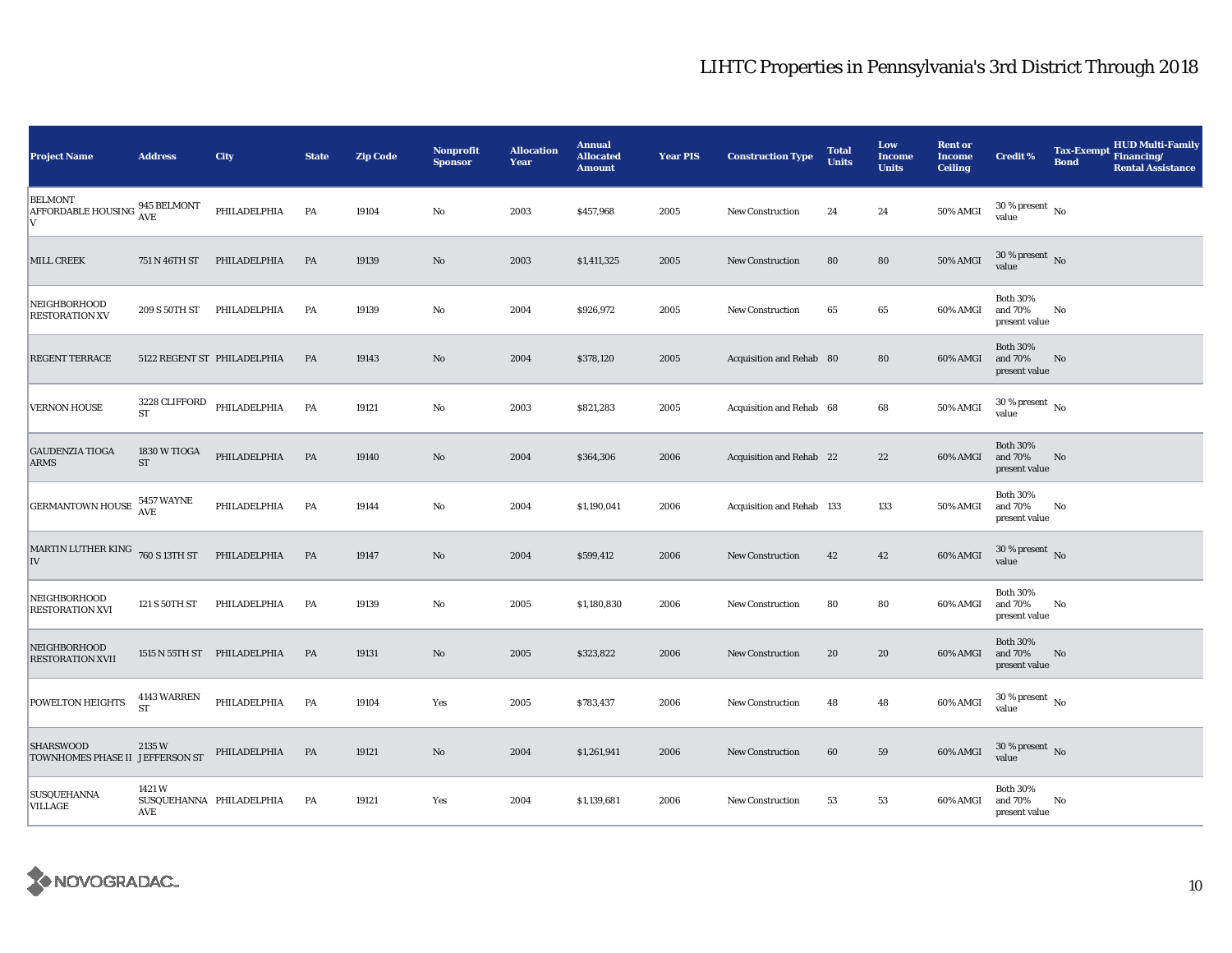# LIHTC Properties in Pennsylvania's 3rd District Through 2018

| Project Name | Address | City | State | Zip Code | Nonprofit Sponsor | Allocation Year | Annual Allocated Amount | Year PIS | Construction Type | Total Units | Low Income Units | Rent or Income Ceiling | Credit % | Tax-Exempt Bond | HUD Multi-Family Financing/ Rental Assistance |
|---|---|---|---|---|---|---|---|---|---|---|---|---|---|---|---|
| BELMONT AFFORDABLE HOUSING V | 945 BELMONT AVE | PHILADELPHIA | PA | 19104 | No | 2003 | $457,968 | 2005 | New Construction | 24 | 24 | 50% AMGI | 30 % present value | No | |
| MILL CREEK | 751 N 46TH ST | PHILADELPHIA | PA | 19139 | No | 2003 | $1,411,325 | 2005 | New Construction | 80 | 80 | 50% AMGI | 30 % present value | No | |
| NEIGHBORHOOD RESTORATION XV | 209 S 50TH ST | PHILADELPHIA | PA | 19139 | No | 2004 | $926,972 | 2005 | New Construction | 65 | 65 | 60% AMGI | Both 30% and 70% present value | No | |
| REGENT TERRACE | 5122 REGENT ST | PHILADELPHIA | PA | 19143 | No | 2004 | $378,120 | 2005 | Acquisition and Rehab | 80 | 80 | 60% AMGI | Both 30% and 70% present value | No | |
| VERNON HOUSE | 3228 CLIFFORD ST | PHILADELPHIA | PA | 19121 | No | 2003 | $821,283 | 2005 | Acquisition and Rehab | 68 | 68 | 50% AMGI | 30 % present value | No | |
| GAUDENZIA TIOGA ARMS | 1830 W TIOGA ST | PHILADELPHIA | PA | 19140 | No | 2004 | $364,306 | 2006 | Acquisition and Rehab | 22 | 22 | 60% AMGI | Both 30% and 70% present value | No | |
| GERMANTOWN HOUSE | 5457 WAYNE AVE | PHILADELPHIA | PA | 19144 | No | 2004 | $1,190,041 | 2006 | Acquisition and Rehab | 133 | 133 | 50% AMGI | Both 30% and 70% present value | No | |
| MARTIN LUTHER KING IV | 760 S 13TH ST | PHILADELPHIA | PA | 19147 | No | 2004 | $599,412 | 2006 | New Construction | 42 | 42 | 60% AMGI | 30 % present value | No | |
| NEIGHBORHOOD RESTORATION XVI | 121 S 50TH ST | PHILADELPHIA | PA | 19139 | No | 2005 | $1,180,830 | 2006 | New Construction | 80 | 80 | 60% AMGI | Both 30% and 70% present value | No | |
| NEIGHBORHOOD RESTORATION XVII | 1515 N 55TH ST | PHILADELPHIA | PA | 19131 | No | 2005 | $323,822 | 2006 | New Construction | 20 | 20 | 60% AMGI | Both 30% and 70% present value | No | |
| POWELTON HEIGHTS | 4143 WARREN ST | PHILADELPHIA | PA | 19104 | Yes | 2005 | $783,437 | 2006 | New Construction | 48 | 48 | 60% AMGI | 30 % present value | No | |
| SHARSWOOD TOWNHOMES PHASE II | 2135 W JEFFERSON ST | PHILADELPHIA | PA | 19121 | No | 2004 | $1,261,941 | 2006 | New Construction | 60 | 59 | 60% AMGI | 30 % present value | No | |
| SUSQUEHANNA VILLAGE | 1421 W SUSQUEHANNA AVE | PHILADELPHIA | PA | 19121 | Yes | 2004 | $1,139,681 | 2006 | New Construction | 53 | 53 | 60% AMGI | Both 30% and 70% present value | No | |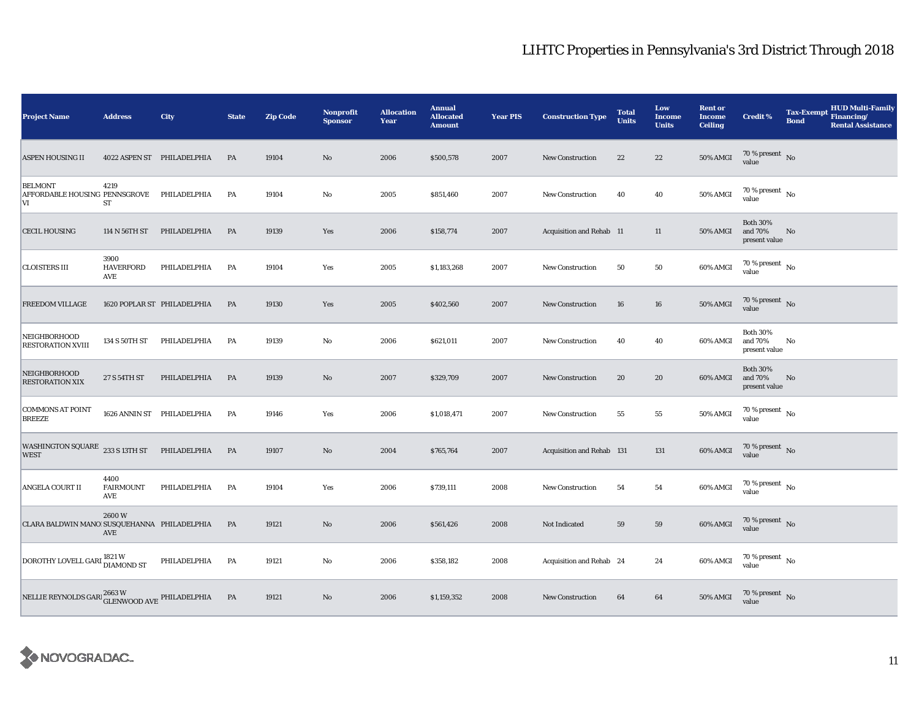# LIHTC Properties in Pennsylvania's 3rd District Through 2018

| Project Name | Address | City | State | Zip Code | Nonprofit Sponsor | Allocation Year | Annual Allocated Amount | Year PIS | Construction Type | Total Units | Low Income Units | Rent or Income Ceiling | Credit % | Tax-Exempt Bond | HUD Multi-Family Financing/ Rental Assistance |
|---|---|---|---|---|---|---|---|---|---|---|---|---|---|---|---|
| ASPEN HOUSING II | 4022 ASPEN ST | PHILADELPHIA | PA | 19104 | No | 2006 | $500,578 | 2007 | New Construction | 22 | 22 | 50% AMGI | 70 % present value | No | |
| BELMONT AFFORDABLE HOUSING VI | 4219 PENNSGROVE ST | PHILADELPHIA | PA | 19104 | No | 2005 | $851,460 | 2007 | New Construction | 40 | 40 | 50% AMGI | 70 % present value | No | |
| CECIL HOUSING | 114 N 56TH ST | PHILADELPHIA | PA | 19139 | Yes | 2006 | $158,774 | 2007 | Acquisition and Rehab | 11 | 11 | 50% AMGI | Both 30% and 70% present value | No | |
| CLOISTERS III | 3900 HAVERFORD AVE | PHILADELPHIA | PA | 19104 | Yes | 2005 | $1,183,268 | 2007 | New Construction | 50 | 50 | 60% AMGI | 70 % present value | No | |
| FREEDOM VILLAGE | 1620 POPLAR ST | PHILADELPHIA | PA | 19130 | Yes | 2005 | $402,560 | 2007 | New Construction | 16 | 16 | 50% AMGI | 70 % present value | No | |
| NEIGHBORHOOD RESTORATION XVIII | 134 S 50TH ST | PHILADELPHIA | PA | 19139 | No | 2006 | $621,011 | 2007 | New Construction | 40 | 40 | 60% AMGI | Both 30% and 70% present value | No | |
| NEIGHBORHOOD RESTORATION XIX | 27 S 54TH ST | PHILADELPHIA | PA | 19139 | No | 2007 | $329,709 | 2007 | New Construction | 20 | 20 | 60% AMGI | Both 30% and 70% present value | No | |
| COMMONS AT POINT BREEZE | 1626 ANNIN ST | PHILADELPHIA | PA | 19146 | Yes | 2006 | $1,018,471 | 2007 | New Construction | 55 | 55 | 50% AMGI | 70 % present value | No | |
| WASHINGTON SQUARE WEST | 233 S 13TH ST | PHILADELPHIA | PA | 19107 | No | 2004 | $765,764 | 2007 | Acquisition and Rehab | 131 | 131 | 60% AMGI | 70 % present value | No | |
| ANGELA COURT II | 4400 FAIRMOUNT AVE | PHILADELPHIA | PA | 19104 | Yes | 2006 | $739,111 | 2008 | New Construction | 54 | 54 | 60% AMGI | 70 % present value | No | |
| CLARA BALDWIN MANO | 2600 W SUSQUEHANNA AVE | PHILADELPHIA | PA | 19121 | No | 2006 | $561,426 | 2008 | Not Indicated | 59 | 59 | 60% AMGI | 70 % present value | No | |
| DOROTHY LOVELL GARI | 1821 W DIAMOND ST | PHILADELPHIA | PA | 19121 | No | 2006 | $358,182 | 2008 | Acquisition and Rehab | 24 | 24 | 60% AMGI | 70 % present value | No | |
| NELLIE REYNOLDS GARI | 2663 W GLENWOOD AVE | PHILADELPHIA | PA | 19121 | No | 2006 | $1,159,352 | 2008 | New Construction | 64 | 64 | 50% AMGI | 70 % present value | No | |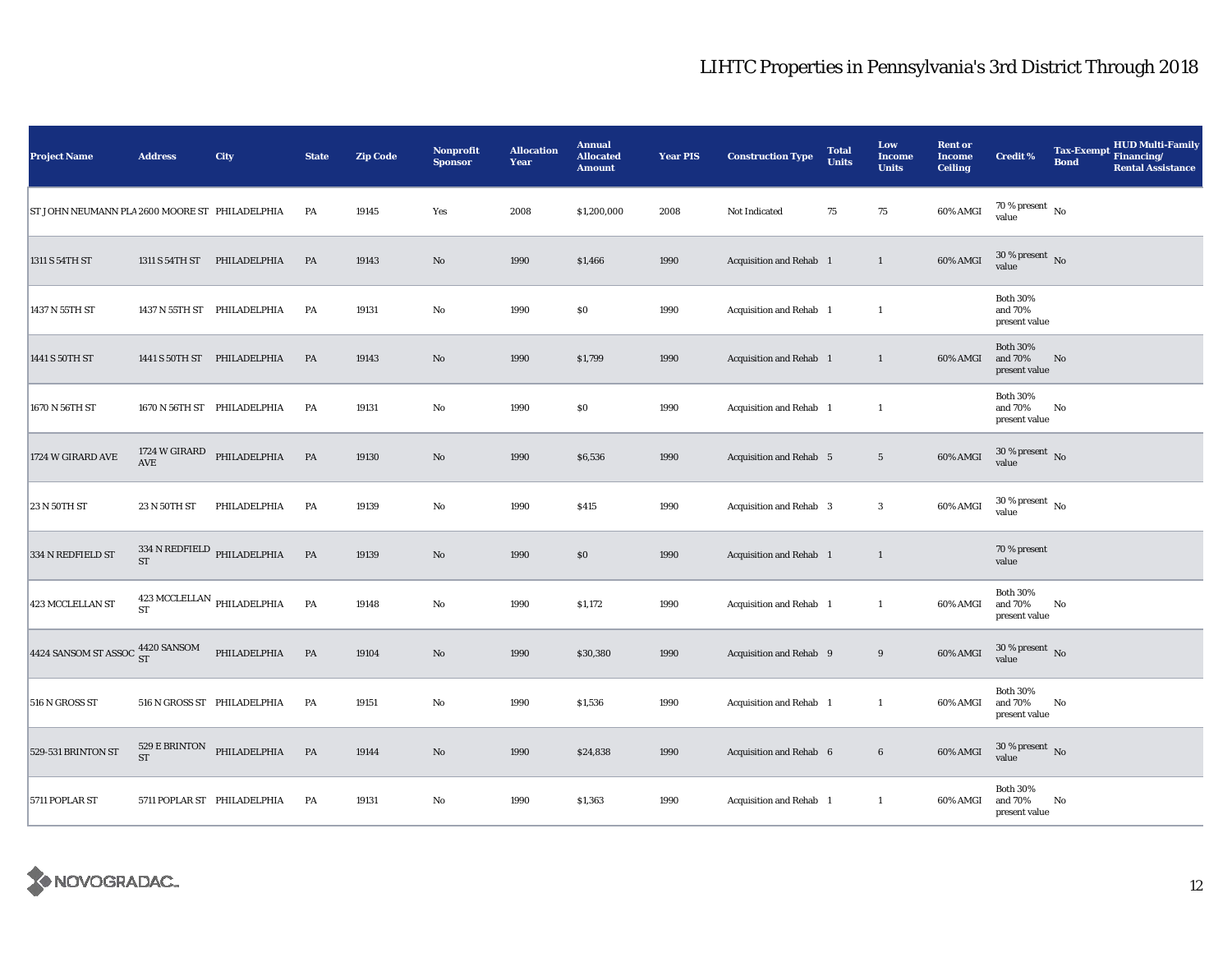# LIHTC Properties in Pennsylvania's 3rd District Through 2018

| Project Name | Address | City | State | Zip Code | Nonprofit Sponsor | Allocation Year | Annual Allocated Amount | Year PIS | Construction Type | Total Units | Low Income Units | Rent or Income Ceiling | Credit % | Tax-Exempt Bond | HUD Multi-Family Financing/ Rental Assistance |
|---|---|---|---|---|---|---|---|---|---|---|---|---|---|---|---|
| ST JOHN NEUMANN PLA | 2600 MOORE ST | PHILADELPHIA | PA | 19145 | Yes | 2008 | $1,200,000 | 2008 | Not Indicated | 75 | 75 | 60% AMGI | 70 % present value | No | |
| 1311 S 54TH ST | 1311 S 54TH ST | PHILADELPHIA | PA | 19143 | No | 1990 | $1,466 | 1990 | Acquisition and Rehab | 1 | 1 | 60% AMGI | 30 % present value | No | |
| 1437 N 55TH ST | 1437 N 55TH ST | PHILADELPHIA | PA | 19131 | No | 1990 | $0 | 1990 | Acquisition and Rehab | 1 | 1 | | Both 30% and 70% present value | | |
| 1441 S 50TH ST | 1441 S 50TH ST | PHILADELPHIA | PA | 19143 | No | 1990 | $1,799 | 1990 | Acquisition and Rehab | 1 | 1 | 60% AMGI | Both 30% and 70% present value | No | |
| 1670 N 56TH ST | 1670 N 56TH ST | PHILADELPHIA | PA | 19131 | No | 1990 | $0 | 1990 | Acquisition and Rehab | 1 | 1 | | Both 30% and 70% present value | No | |
| 1724 W GIRARD AVE | 1724 W GIRARD AVE | PHILADELPHIA | PA | 19130 | No | 1990 | $6,536 | 1990 | Acquisition and Rehab | 5 | 5 | 60% AMGI | 30 % present value | No | |
| 23 N 50TH ST | 23 N 50TH ST | PHILADELPHIA | PA | 19139 | No | 1990 | $415 | 1990 | Acquisition and Rehab | 3 | 3 | 60% AMGI | 30 % present value | No | |
| 334 N REDFIELD ST | 334 N REDFIELD ST | PHILADELPHIA | PA | 19139 | No | 1990 | $0 | 1990 | Acquisition and Rehab | 1 | 1 | | 70 % present value | | |
| 423 MCCLELLAN ST | 423 MCCLELLAN ST | PHILADELPHIA | PA | 19148 | No | 1990 | $1,172 | 1990 | Acquisition and Rehab | 1 | 1 | 60% AMGI | Both 30% and 70% present value | No | |
| 4424 SANSOM ST ASSOC | 4420 SANSOM ST | PHILADELPHIA | PA | 19104 | No | 1990 | $30,380 | 1990 | Acquisition and Rehab | 9 | 9 | 60% AMGI | 30 % present value | No | |
| 516 N GROSS ST | 516 N GROSS ST | PHILADELPHIA | PA | 19151 | No | 1990 | $1,536 | 1990 | Acquisition and Rehab | 1 | 1 | 60% AMGI | Both 30% and 70% present value | No | |
| 529-531 BRINTON ST | 529 E BRINTON ST | PHILADELPHIA | PA | 19144 | No | 1990 | $24,838 | 1990 | Acquisition and Rehab | 6 | 6 | 60% AMGI | 30 % present value | No | |
| 5711 POPLAR ST | 5711 POPLAR ST | PHILADELPHIA | PA | 19131 | No | 1990 | $1,363 | 1990 | Acquisition and Rehab | 1 | 1 | 60% AMGI | Both 30% and 70% present value | No | |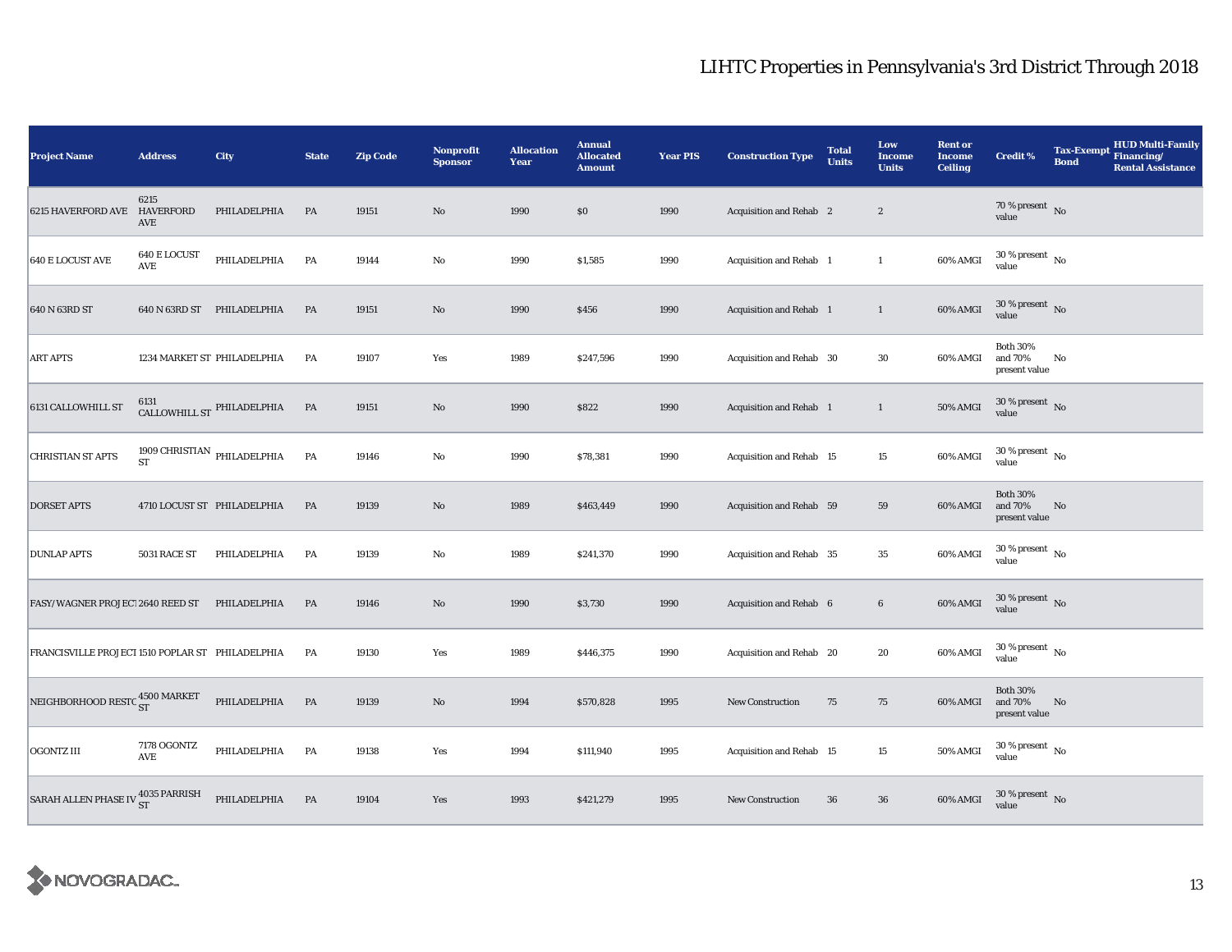# LIHTC Properties in Pennsylvania's 3rd District Through 2018

| Project Name | Address | City | State | Zip Code | Nonprofit Sponsor | Allocation Year | Annual Allocated Amount | Year PIS | Construction Type | Total Units | Low Income Units | Rent or Income Ceiling | Credit % | Tax-Exempt Bond | HUD Multi-Family Financing/ Rental Assistance |
|---|---|---|---|---|---|---|---|---|---|---|---|---|---|---|---|
| 6215 HAVERFORD AVE | 6215 HAVERFORD AVE | PHILADELPHIA | PA | 19151 | No | 1990 | $0 | 1990 | Acquisition and Rehab | 2 | 2 | | 70 % present value | No | |
| 640 E LOCUST AVE | 640 E LOCUST AVE | PHILADELPHIA | PA | 19144 | No | 1990 | $1,585 | 1990 | Acquisition and Rehab | 1 | 1 | 60% AMGI | 30 % present value | No | |
| 640 N 63RD ST | 640 N 63RD ST | PHILADELPHIA | PA | 19151 | No | 1990 | $456 | 1990 | Acquisition and Rehab | 1 | 1 | 60% AMGI | 30 % present value | No | |
| ART APTS | 1234 MARKET ST | PHILADELPHIA | PA | 19107 | Yes | 1989 | $247,596 | 1990 | Acquisition and Rehab | 30 | 30 | 60% AMGI | Both 30% and 70% present value | No | |
| 6131 CALLOWHILL ST | 6131 CALLOWHILL ST | PHILADELPHIA | PA | 19151 | No | 1990 | $822 | 1990 | Acquisition and Rehab | 1 | 1 | 50% AMGI | 30 % present value | No | |
| CHRISTIAN ST APTS | 1909 CHRISTIAN ST | PHILADELPHIA | PA | 19146 | No | 1990 | $78,381 | 1990 | Acquisition and Rehab | 15 | 15 | 60% AMGI | 30 % present value | No | |
| DORSET APTS | 4710 LOCUST ST | PHILADELPHIA | PA | 19139 | No | 1989 | $463,449 | 1990 | Acquisition and Rehab | 59 | 59 | 60% AMGI | Both 30% and 70% present value | No | |
| DUNLAP APTS | 5031 RACE ST | PHILADELPHIA | PA | 19139 | No | 1989 | $241,370 | 1990 | Acquisition and Rehab | 35 | 35 | 60% AMGI | 30 % present value | No | |
| FASY/WAGNER PROJECT | 2640 REED ST | PHILADELPHIA | PA | 19146 | No | 1990 | $3,730 | 1990 | Acquisition and Rehab | 6 | 6 | 60% AMGI | 30 % present value | No | |
| FRANCISVILLE PROJECT | 1510 POPLAR ST | PHILADELPHIA | PA | 19130 | Yes | 1989 | $446,375 | 1990 | Acquisition and Rehab | 20 | 20 | 60% AMGI | 30 % present value | No | |
| NEIGHBORHOOD RESTO | 4500 MARKET ST | PHILADELPHIA | PA | 19139 | No | 1994 | $570,828 | 1995 | New Construction | 75 | 75 | 60% AMGI | Both 30% and 70% present value | No | |
| OGONTZ III | 7178 OGONTZ AVE | PHILADELPHIA | PA | 19138 | Yes | 1994 | $111,940 | 1995 | Acquisition and Rehab | 15 | 15 | 50% AMGI | 30 % present value | No | |
| SARAH ALLEN PHASE IV | 4035 PARRISH ST | PHILADELPHIA | PA | 19104 | Yes | 1993 | $421,279 | 1995 | New Construction | 36 | 36 | 60% AMGI | 30 % present value | No | |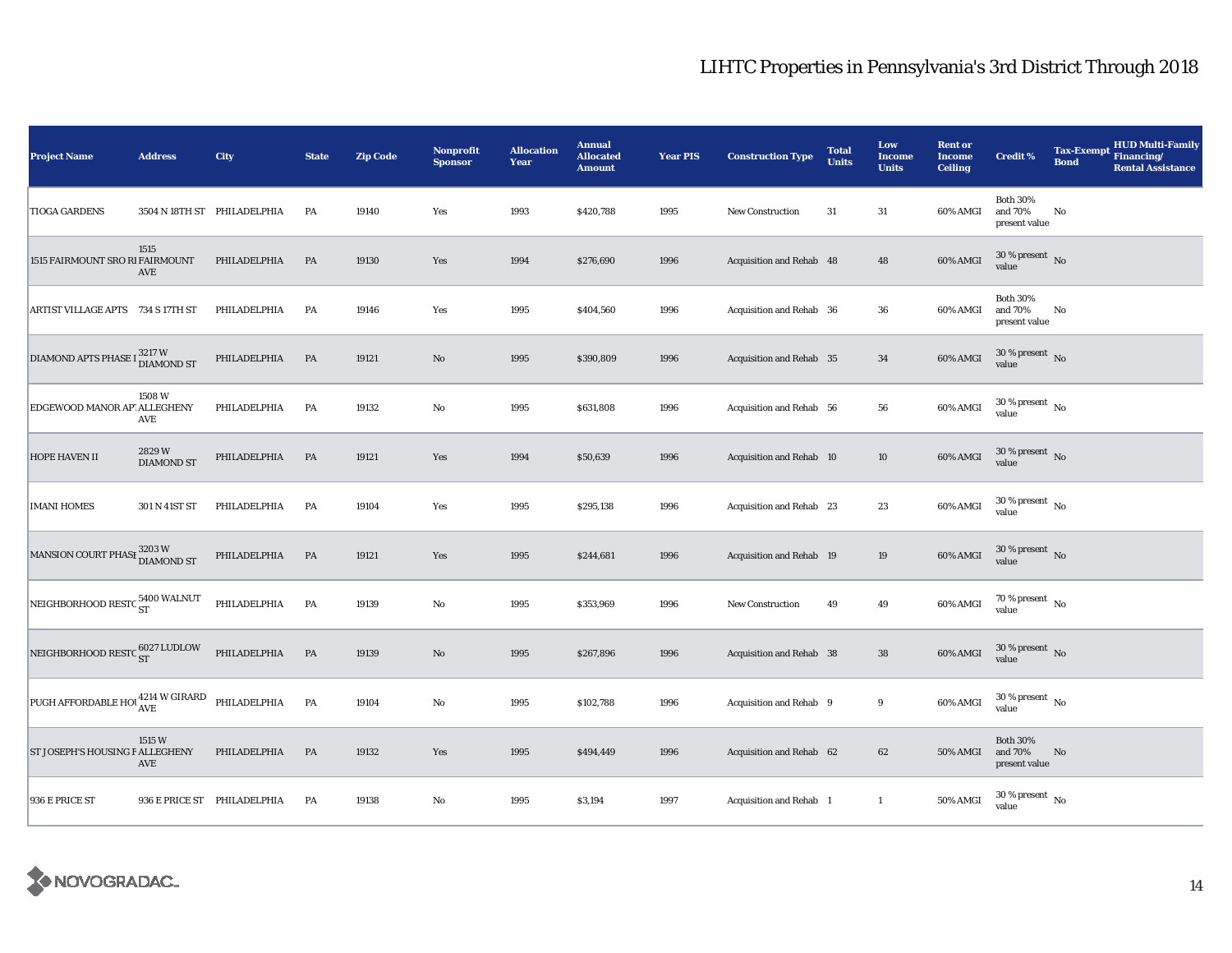# LIHTC Properties in Pennsylvania's 3rd District Through 2018

| Project Name | Address | City | State | Zip Code | Nonprofit Sponsor | Allocation Year | Annual Allocated Amount | Year PIS | Construction Type | Total Units | Low Income Units | Rent or Income Ceiling | Credit % | Tax-Exempt Bond | HUD Multi-Family Financing/ Rental Assistance |
|---|---|---|---|---|---|---|---|---|---|---|---|---|---|---|---|
| TIOGA GARDENS | 3504 N 18TH ST | PHILADELPHIA | PA | 19140 | Yes | 1993 | $420,788 | 1995 | New Construction | 31 | 31 | 60% AMGI | Both 30% and 70% present value | No | |
| 1515 FAIRMOUNT SRO RI | 1515 FAIRMOUNT AVE | PHILADELPHIA | PA | 19130 | Yes | 1994 | $276,690 | 1996 | Acquisition and Rehab | 48 | 48 | 60% AMGI | 30 % present value | No | |
| ARTIST VILLAGE APTS | 734 S 17TH ST | PHILADELPHIA | PA | 19146 | Yes | 1995 | $404,560 | 1996 | Acquisition and Rehab | 36 | 36 | 60% AMGI | Both 30% and 70% present value | No | |
| DIAMOND APTS PHASE I | 3217 W DIAMOND ST | PHILADELPHIA | PA | 19121 | No | 1995 | $390,809 | 1996 | Acquisition and Rehab | 35 | 34 | 60% AMGI | 30 % present value | No | |
| EDGEWOOD MANOR APT | 1508 W ALLEGHENY AVE | PHILADELPHIA | PA | 19132 | No | 1995 | $631,808 | 1996 | Acquisition and Rehab | 56 | 56 | 60% AMGI | 30 % present value | No | |
| HOPE HAVEN II | 2829 W DIAMOND ST | PHILADELPHIA | PA | 19121 | Yes | 1994 | $50,639 | 1996 | Acquisition and Rehab | 10 | 10 | 60% AMGI | 30 % present value | No | |
| IMANI HOMES | 301 N 41ST ST | PHILADELPHIA | PA | 19104 | Yes | 1995 | $295,138 | 1996 | Acquisition and Rehab | 23 | 23 | 60% AMGI | 30 % present value | No | |
| MANSION COURT PHASE | 3203 W DIAMOND ST | PHILADELPHIA | PA | 19121 | Yes | 1995 | $244,681 | 1996 | Acquisition and Rehab | 19 | 19 | 60% AMGI | 30 % present value | No | |
| NEIGHBORHOOD RESTO | 5400 WALNUT ST | PHILADELPHIA | PA | 19139 | No | 1995 | $353,969 | 1996 | New Construction | 49 | 49 | 60% AMGI | 70 % present value | No | |
| NEIGHBORHOOD RESTO | 6027 LUDLOW ST | PHILADELPHIA | PA | 19139 | No | 1995 | $267,896 | 1996 | Acquisition and Rehab | 38 | 38 | 60% AMGI | 30 % present value | No | |
| PUGH AFFORDABLE HOU | 4214 W GIRARD AVE | PHILADELPHIA | PA | 19104 | No | 1995 | $102,788 | 1996 | Acquisition and Rehab | 9 | 9 | 60% AMGI | 30 % present value | No | |
| ST JOSEPH'S HOUSING F | 1515 W ALLEGHENY AVE | PHILADELPHIA | PA | 19132 | Yes | 1995 | $494,449 | 1996 | Acquisition and Rehab | 62 | 62 | 50% AMGI | Both 30% and 70% present value | No | |
| 936 E PRICE ST | 936 E PRICE ST | PHILADELPHIA | PA | 19138 | No | 1995 | $3,194 | 1997 | Acquisition and Rehab | 1 | 1 | 50% AMGI | 30 % present value | No | |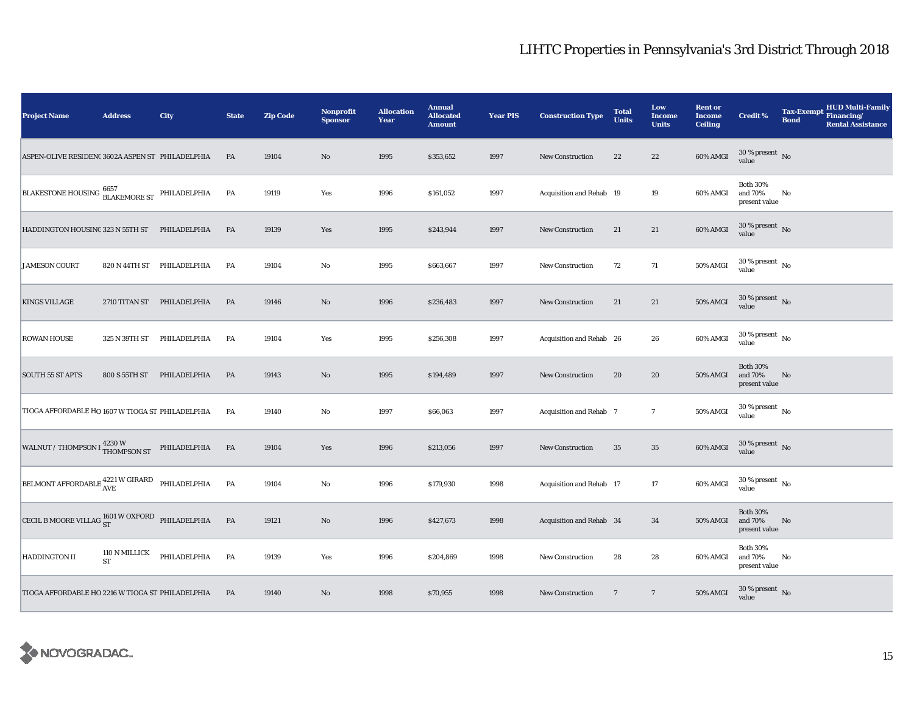# LIHTC Properties in Pennsylvania's 3rd District Through 2018

| Project Name | Address | City | State | Zip Code | Nonprofit Sponsor | Allocation Year | Annual Allocated Amount | Year PIS | Construction Type | Total Units | Low Income Units | Rent or Income Ceiling | Credit % | Tax-Exempt Bond | HUD Multi-Family Financing/ Rental Assistance |
|---|---|---|---|---|---|---|---|---|---|---|---|---|---|---|---|
| ASPEN-OLIVE RESIDENC | 3602A ASPEN ST | PHILADELPHIA | PA | 19104 | No | 1995 | $353,652 | 1997 | New Construction | 22 | 22 | 60% AMGI | 30 % present value | No | |
| BLAKESTONE HOUSING | 6657 BLAKEMORE ST | PHILADELPHIA | PA | 19119 | Yes | 1996 | $161,052 | 1997 | Acquisition and Rehab | 19 | 19 | 60% AMGI | Both 30% and 70% present value | No | |
| HADDINGTON HOUSING | 323 N 55TH ST | PHILADELPHIA | PA | 19139 | Yes | 1995 | $243,944 | 1997 | New Construction | 21 | 21 | 60% AMGI | 30 % present value | No | |
| JAMESON COURT | 820 N 44TH ST | PHILADELPHIA | PA | 19104 | No | 1995 | $663,667 | 1997 | New Construction | 72 | 71 | 50% AMGI | 30 % present value | No | |
| KINGS VILLAGE | 2710 TITAN ST | PHILADELPHIA | PA | 19146 | No | 1996 | $236,483 | 1997 | New Construction | 21 | 21 | 50% AMGI | 30 % present value | No | |
| ROWAN HOUSE | 325 N 39TH ST | PHILADELPHIA | PA | 19104 | Yes | 1995 | $256,308 | 1997 | Acquisition and Rehab | 26 | 26 | 60% AMGI | 30 % present value | No | |
| SOUTH 55 ST APTS | 800 S 55TH ST | PHILADELPHIA | PA | 19143 | No | 1995 | $194,489 | 1997 | New Construction | 20 | 20 | 50% AMGI | Both 30% and 70% present value | No | |
| TIOGA AFFORDABLE HO | 1607 W TIOGA ST | PHILADELPHIA | PA | 19140 | No | 1997 | $66,063 | 1997 | Acquisition and Rehab | 7 | 7 | 50% AMGI | 30 % present value | No | |
| WALNUT / THOMPSON H | 4230 W THOMPSON ST | PHILADELPHIA | PA | 19104 | Yes | 1996 | $213,056 | 1997 | New Construction | 35 | 35 | 60% AMGI | 30 % present value | No | |
| BELMONT AFFORDABLE | 4221 W GIRARD AVE | PHILADELPHIA | PA | 19104 | No | 1996 | $179,930 | 1998 | Acquisition and Rehab | 17 | 17 | 60% AMGI | 30 % present value | No | |
| CECIL B MOORE VILLAG | 1601 W OXFORD ST | PHILADELPHIA | PA | 19121 | No | 1996 | $427,673 | 1998 | Acquisition and Rehab | 34 | 34 | 50% AMGI | Both 30% and 70% present value | No | |
| HADDINGTON II | 110 N MILLICK ST | PHILADELPHIA | PA | 19139 | Yes | 1996 | $204,869 | 1998 | New Construction | 28 | 28 | 60% AMGI | Both 30% and 70% present value | No | |
| TIOGA AFFORDABLE HO | 2216 W TIOGA ST | PHILADELPHIA | PA | 19140 | No | 1998 | $70,955 | 1998 | New Construction | 7 | 7 | 50% AMGI | 30 % present value | No | |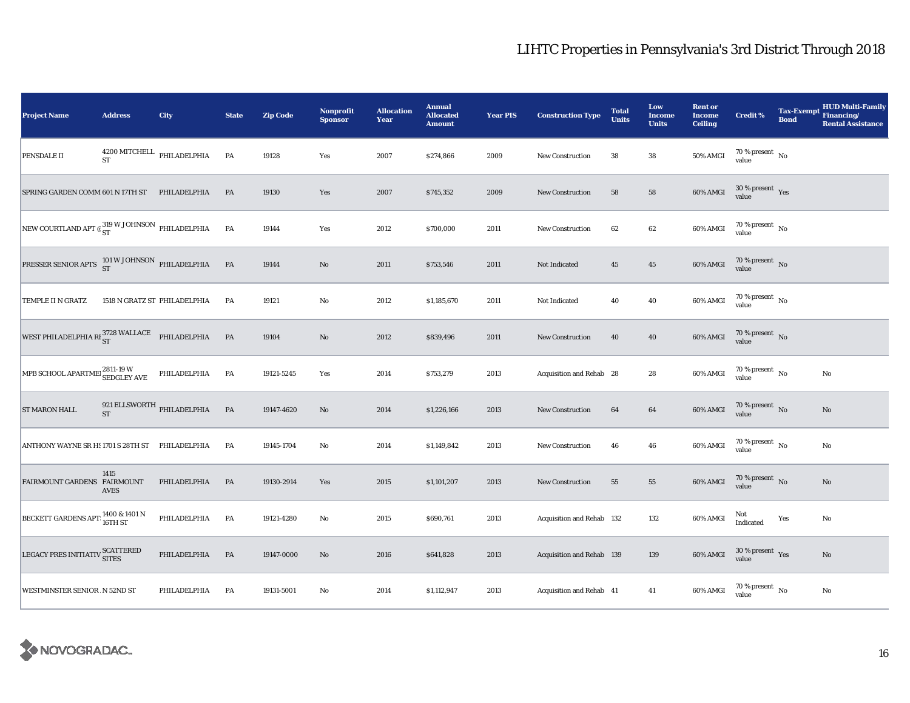# LIHTC Properties in Pennsylvania's 3rd District Through 2018

| Project Name | Address | City | State | Zip Code | Nonprofit Sponsor | Allocation Year | Annual Allocated Amount | Year PIS | Construction Type | Total Units | Low Income Units | Rent or Income Ceiling | Credit % | Tax-Exempt Bond | HUD Multi-Family Financing/ Rental Assistance |
|---|---|---|---|---|---|---|---|---|---|---|---|---|---|---|---|
| PENSDALE II | 4200 MITCHELL ST | PHILADELPHIA | PA | 19128 | Yes | 2007 | $274,866 | 2009 | New Construction | 38 | 38 | 50% AMGI | 70 % present value | No | |
| SPRING GARDEN COMM | 601 N 17TH ST | PHILADELPHIA | PA | 19130 | Yes | 2007 | $745,352 | 2009 | New Construction | 58 | 58 | 60% AMGI | 30 % present value | Yes | |
| NEW COURTLAND APT @ | 319 W JOHNSON ST | PHILADELPHIA | PA | 19144 | Yes | 2012 | $700,000 | 2011 | New Construction | 62 | 62 | 60% AMGI | 70 % present value | No | |
| PRESSER SENIOR APTS | 101 W JOHNSON ST | PHILADELPHIA | PA | 19144 | No | 2011 | $753,546 | 2011 | Not Indicated | 45 | 45 | 60% AMGI | 70 % present value | No | |
| TEMPLE II N GRATZ | 1518 N GRATZ ST | PHILADELPHIA | PA | 19121 | No | 2012 | $1,185,670 | 2011 | Not Indicated | 40 | 40 | 60% AMGI | 70 % present value | No | |
| WEST PHILADELPHIA RI | 3728 WALLACE ST | PHILADELPHIA | PA | 19104 | No | 2012 | $839,496 | 2011 | New Construction | 40 | 40 | 60% AMGI | 70 % present value | No | |
| MPB SCHOOL APARTMEI | 2811-19 W SEDGLEY AVE | PHILADELPHIA | PA | 19121-5245 | Yes | 2014 | $753,279 | 2013 | Acquisition and Rehab | 28 | 28 | 60% AMGI | 70 % present value | No | No |
| ST MARON HALL | 921 ELLSWORTH ST | PHILADELPHIA | PA | 19147-4620 | No | 2014 | $1,226,166 | 2013 | New Construction | 64 | 64 | 60% AMGI | 70 % present value | No | No |
| ANTHONY WAYNE SR HS | 1701 S 28TH ST | PHILADELPHIA | PA | 19145-1704 | No | 2014 | $1,149,842 | 2013 | New Construction | 46 | 46 | 60% AMGI | 70 % present value | No | No |
| FAIRMOUNT GARDENS | 1415 FAIRMOUNT AVES | PHILADELPHIA | PA | 19130-2914 | Yes | 2015 | $1,101,207 | 2013 | New Construction | 55 | 55 | 60% AMGI | 70 % present value | No | No |
| BECKETT GARDENS APTS | 1400 & 1401 N 16TH ST | PHILADELPHIA | PA | 19121-4280 | No | 2015 | $690,761 | 2013 | Acquisition and Rehab | 132 | 132 | 60% AMGI | Not Indicated | Yes | No |
| LEGACY PRES INITIATIV | SCATTERED SITES | PHILADELPHIA | PA | 19147-0000 | No | 2016 | $641,828 | 2013 | Acquisition and Rehab | 139 | 139 | 60% AMGI | 30 % present value | Yes | No |
| WESTMINSTER SENIOR . | N 52ND ST | PHILADELPHIA | PA | 19131-5001 | No | 2014 | $1,112,947 | 2013 | Acquisition and Rehab | 41 | 41 | 60% AMGI | 70 % present value | No | No |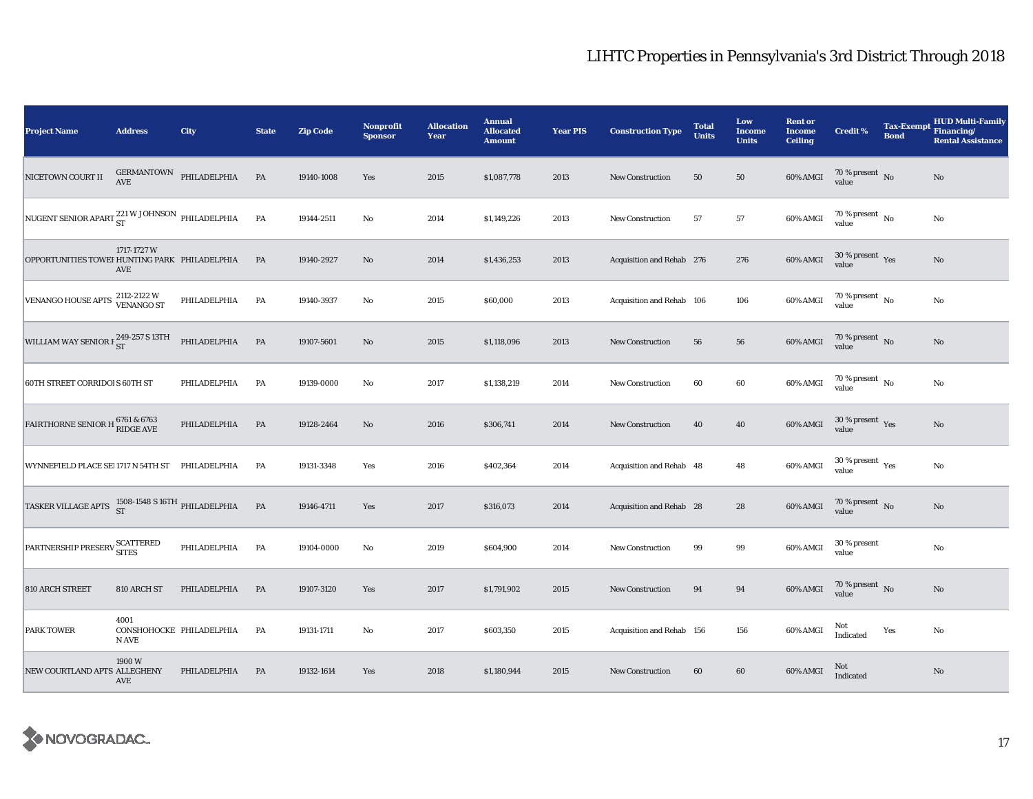# LIHTC Properties in Pennsylvania's 3rd District Through 2018

| Project Name | Address | City | State | Zip Code | Nonprofit Sponsor | Allocation Year | Annual Allocated Amount | Year PIS | Construction Type | Total Units | Low Income Units | Rent or Income Ceiling | Credit % | Tax-Exempt Bond | HUD Multi-Family Financing/ Rental Assistance |
|---|---|---|---|---|---|---|---|---|---|---|---|---|---|---|---|
| NICETOWN COURT II | GERMANTOWN AVE | PHILADELPHIA | PA | 19140-1008 | Yes | 2015 | $1,087,778 | 2013 | New Construction | 50 | 50 | 60% AMGI | 70 % present value | No | No |
| NUGENT SENIOR APART | 221 W JOHNSON ST | PHILADELPHIA | PA | 19144-2511 | No | 2014 | $1,149,226 | 2013 | New Construction | 57 | 57 | 60% AMGI | 70 % present value | No | No |
| OPPORTUNITIES TOWER | 1717-1727 W HUNTING PARK AVE | PHILADELPHIA | PA | 19140-2927 | No | 2014 | $1,436,253 | 2013 | Acquisition and Rehab | 276 | 276 | 60% AMGI | 30 % present value | Yes | No |
| VENANGO HOUSE APTS | 2112-2122 W VENANGO ST | PHILADELPHIA | PA | 19140-3937 | No | 2015 | $60,000 | 2013 | Acquisition and Rehab | 106 | 106 | 60% AMGI | 70 % present value | No | No |
| WILLIAM WAY SENIOR F | 249-257 S 13TH ST | PHILADELPHIA | PA | 19107-5601 | No | 2015 | $1,118,096 | 2013 | New Construction | 56 | 56 | 60% AMGI | 70 % present value | No | No |
| 60TH STREET CORRIDOI | S 60TH ST | PHILADELPHIA | PA | 19139-0000 | No | 2017 | $1,138,219 | 2014 | New Construction | 60 | 60 | 60% AMGI | 70 % present value | No | No |
| FAIRTHORNE SENIOR H | 6761 & 6763 RIDGE AVE | PHILADELPHIA | PA | 19128-2464 | No | 2016 | $306,741 | 2014 | New Construction | 40 | 40 | 60% AMGI | 30 % present value | Yes | No |
| WYNNEFIELD PLACE SEI | 1717 N 54TH ST | PHILADELPHIA | PA | 19131-3348 | Yes | 2016 | $402,364 | 2014 | Acquisition and Rehab | 48 | 48 | 60% AMGI | 30 % present value | Yes | No |
| TASKER VILLAGE APTS | 1508-1548 S 16TH ST | PHILADELPHIA | PA | 19146-4711 | Yes | 2017 | $316,073 | 2014 | Acquisition and Rehab | 28 | 28 | 60% AMGI | 70 % present value | No | No |
| PARTNERSHIP PRESERV | SCATTERED SITES | PHILADELPHIA | PA | 19104-0000 | No | 2019 | $604,900 | 2014 | New Construction | 99 | 99 | 60% AMGI | 30 % present value | | No |
| 810 ARCH STREET | 810 ARCH ST | PHILADELPHIA | PA | 19107-3120 | Yes | 2017 | $1,791,902 | 2015 | New Construction | 94 | 94 | 60% AMGI | 70 % present value | No | No |
| PARK TOWER | 4001 CONSHOHOCKEN AVE | PHILADELPHIA | PA | 19131-1711 | No | 2017 | $603,350 | 2015 | Acquisition and Rehab | 156 | 156 | 60% AMGI | Not Indicated | Yes | No |
| NEW COURTLAND APTS | 1900 W ALLEGHENY AVE | PHILADELPHIA | PA | 19132-1614 | Yes | 2018 | $1,180,944 | 2015 | New Construction | 60 | 60 | 60% AMGI | Not Indicated | | No |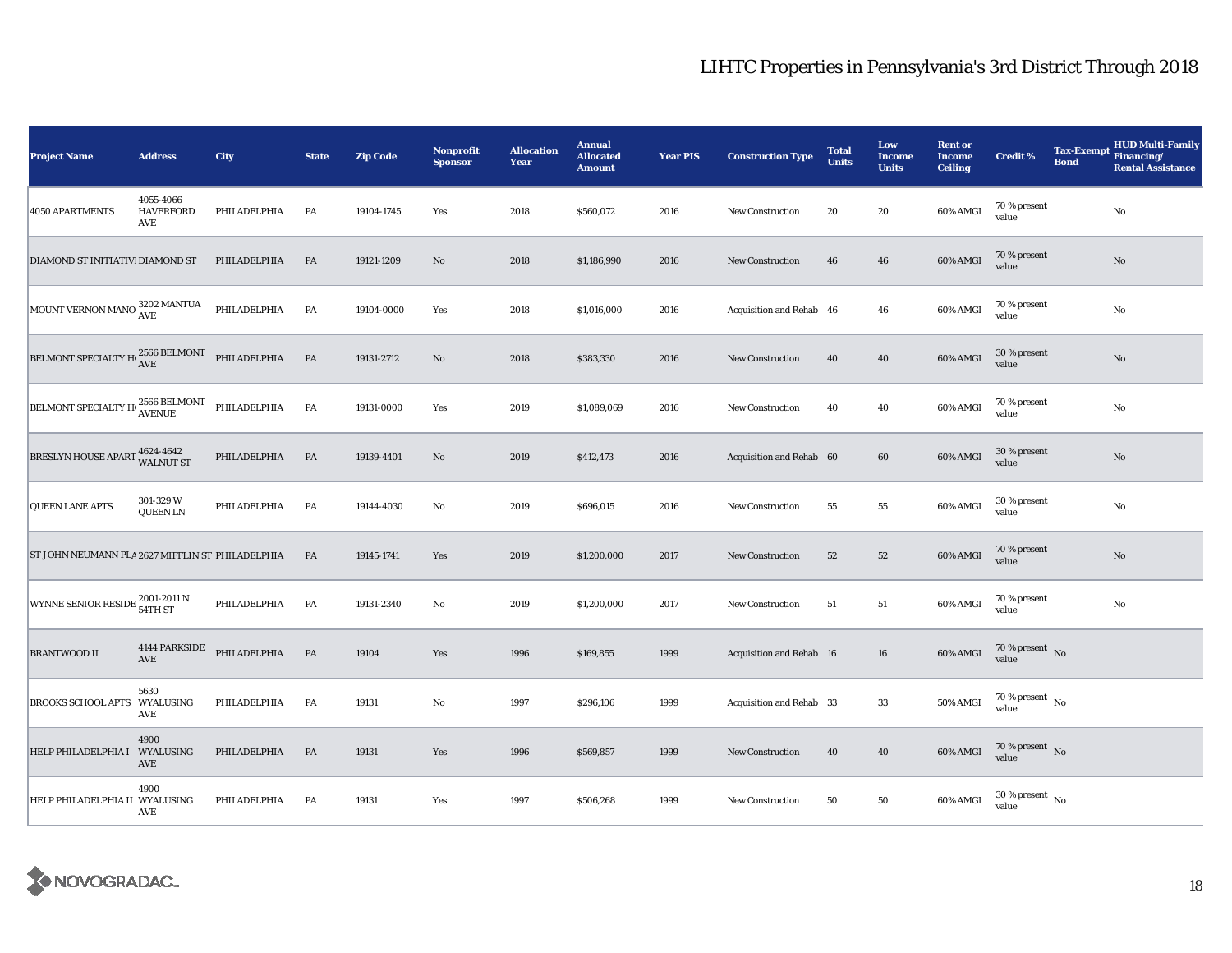# LIHTC Properties in Pennsylvania's 3rd District Through 2018

| Project Name | Address | City | State | Zip Code | Nonprofit Sponsor | Allocation Year | Annual Allocated Amount | Year PIS | Construction Type | Total Units | Low Income Units | Rent or Income Ceiling | Credit % | Tax-Exempt Bond | HUD Multi-Family Financing/ Rental Assistance |
|---|---|---|---|---|---|---|---|---|---|---|---|---|---|---|---|
| 4050 APARTMENTS | 4055-4066 HAVERFORD AVE | PHILADELPHIA | PA | 19104-1745 | Yes | 2018 | $560,072 | 2016 | New Construction | 20 | 20 | 60% AMGI | 70 % present value | | No |
| DIAMOND ST INITIATIVI | DIAMOND ST | PHILADELPHIA | PA | 19121-1209 | No | 2018 | $1,186,990 | 2016 | New Construction | 46 | 46 | 60% AMGI | 70 % present value | | No |
| MOUNT VERNON MANO | 3202 MANTUA AVE | PHILADELPHIA | PA | 19104-0000 | Yes | 2018 | $1,016,000 | 2016 | Acquisition and Rehab | 46 | 46 | 60% AMGI | 70 % present value | | No |
| BELMONT SPECIALTY H | 2566 BELMONT AVE | PHILADELPHIA | PA | 19131-2712 | No | 2018 | $383,330 | 2016 | New Construction | 40 | 40 | 60% AMGI | 30 % present value | | No |
| BELMONT SPECIALTY H | 2566 BELMONT AVENUE | PHILADELPHIA | PA | 19131-0000 | Yes | 2019 | $1,089,069 | 2016 | New Construction | 40 | 40 | 60% AMGI | 70 % present value | | No |
| BRESLYN HOUSE APART | 4624-4642 WALNUT ST | PHILADELPHIA | PA | 19139-4401 | No | 2019 | $412,473 | 2016 | Acquisition and Rehab | 60 | 60 | 60% AMGI | 30 % present value | | No |
| QUEEN LANE APTS | 301-329 W QUEEN LN | PHILADELPHIA | PA | 19144-4030 | No | 2019 | $696,015 | 2016 | New Construction | 55 | 55 | 60% AMGI | 30 % present value | | No |
| ST JOHN NEUMANN PLA | 2627 MIFFLIN ST | PHILADELPHIA | PA | 19145-1741 | Yes | 2019 | $1,200,000 | 2017 | New Construction | 52 | 52 | 60% AMGI | 70 % present value | | No |
| WYNNE SENIOR RESIDE | 2001-2011 N 54TH ST | PHILADELPHIA | PA | 19131-2340 | No | 2019 | $1,200,000 | 2017 | New Construction | 51 | 51 | 60% AMGI | 70 % present value | | No |
| BRANTWOOD II | 4144 PARKSIDE AVE | PHILADELPHIA | PA | 19104 | Yes | 1996 | $169,855 | 1999 | Acquisition and Rehab | 16 | 16 | 60% AMGI | 70 % present value | No | |
| BROOKS SCHOOL APTS | 5630 WYALUSING AVE | PHILADELPHIA | PA | 19131 | No | 1997 | $296,106 | 1999 | Acquisition and Rehab | 33 | 33 | 50% AMGI | 70 % present value | No | |
| HELP PHILADELPHIA I | 4900 WYALUSING AVE | PHILADELPHIA | PA | 19131 | Yes | 1996 | $569,857 | 1999 | New Construction | 40 | 40 | 60% AMGI | 70 % present value | No | |
| HELP PHILADELPHIA II | 4900 WYALUSING AVE | PHILADELPHIA | PA | 19131 | Yes | 1997 | $506,268 | 1999 | New Construction | 50 | 50 | 60% AMGI | 30 % present value | No | |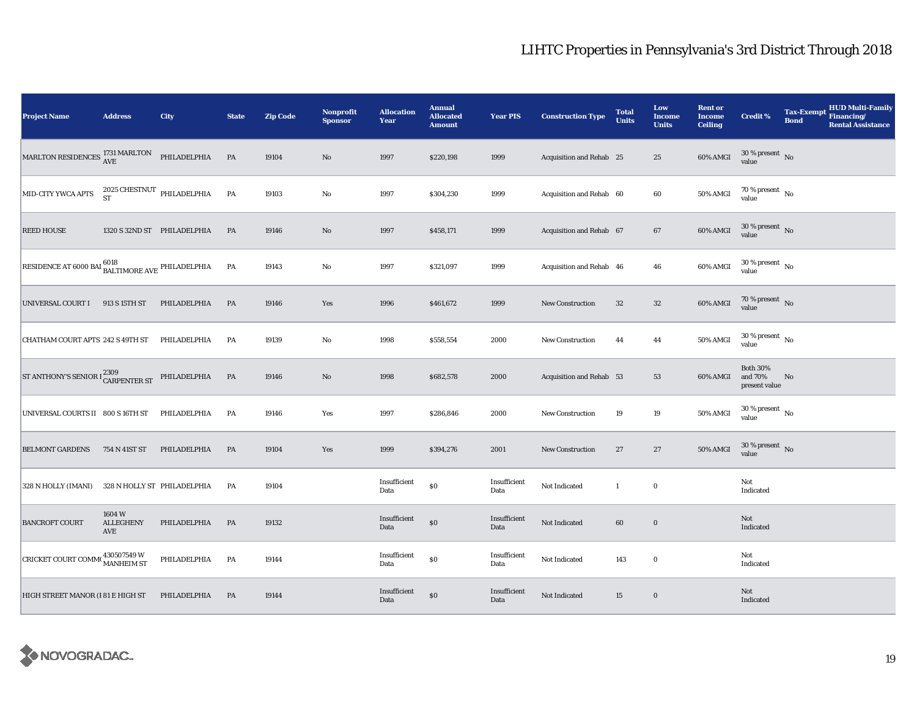# LIHTC Properties in Pennsylvania's 3rd District Through 2018

| Project Name | Address | City | State | Zip Code | Nonprofit Sponsor | Allocation Year | Annual Allocated Amount | Year PIS | Construction Type | Total Units | Low Income Units | Rent or Income Ceiling | Credit % | Tax-Exempt Bond | HUD Multi-Family Financing/ Rental Assistance |
|---|---|---|---|---|---|---|---|---|---|---|---|---|---|---|---|
| MARLTON RESIDENCES | 1731 MARLTON AVE | PHILADELPHIA | PA | 19104 | No | 1997 | $220,198 | 1999 | Acquisition and Rehab | 25 | 25 | 60% AMGI | 30 % present value | No | |
| MID-CITY YWCA APTS | 2025 CHESTNUT ST | PHILADELPHIA | PA | 19103 | No | 1997 | $304,230 | 1999 | Acquisition and Rehab | 60 | 60 | 50% AMGI | 70 % present value | No | |
| REED HOUSE | 1320 S 32ND ST | PHILADELPHIA | PA | 19146 | No | 1997 | $458,171 | 1999 | Acquisition and Rehab | 67 | 67 | 60% AMGI | 30 % present value | No | |
| RESIDENCE AT 6000 BAI | 6018 BALTIMORE AVE | PHILADELPHIA | PA | 19143 | No | 1997 | $321,097 | 1999 | Acquisition and Rehab | 46 | 46 | 60% AMGI | 30 % present value | No | |
| UNIVERSAL COURT I | 913 S 15TH ST | PHILADELPHIA | PA | 19146 | Yes | 1996 | $461,672 | 1999 | New Construction | 32 | 32 | 60% AMGI | 70 % present value | No | |
| CHATHAM COURT APTS | 242 S 49TH ST | PHILADELPHIA | PA | 19139 | No | 1998 | $558,554 | 2000 | New Construction | 44 | 44 | 50% AMGI | 30 % present value | No | |
| ST ANTHONY'S SENIOR I | 2309 CARPENTER ST | PHILADELPHIA | PA | 19146 | No | 1998 | $682,578 | 2000 | Acquisition and Rehab | 53 | 53 | 60% AMGI | Both 30% and 70% present value | No | |
| UNIVERSAL COURTS II | 800 S 16TH ST | PHILADELPHIA | PA | 19146 | Yes | 1997 | $286,846 | 2000 | New Construction | 19 | 19 | 50% AMGI | 30 % present value | No | |
| BELMONT GARDENS | 754 N 41ST ST | PHILADELPHIA | PA | 19104 | Yes | 1999 | $394,276 | 2001 | New Construction | 27 | 27 | 50% AMGI | 30 % present value | No | |
| 328 N HOLLY (IMANI) | 328 N HOLLY ST | PHILADELPHIA | PA | 19104 | | Insufficient Data | $0 | Insufficient Data | Not Indicated | 1 | 0 | | Not Indicated | | |
| BANCROFT COURT | 1604 W ALLEGHENY AVE | PHILADELPHIA | PA | 19132 | | Insufficient Data | $0 | Insufficient Data | Not Indicated | 60 | 0 | | Not Indicated | | |
| CRICKET COURT COMM( | 430507549 W MANHEIM ST | PHILADELPHIA | PA | 19144 | | Insufficient Data | $0 | Insufficient Data | Not Indicated | 143 | 0 | | Not Indicated | | |
| HIGH STREET MANOR (I | 81 E HIGH ST | PHILADELPHIA | PA | 19144 | | Insufficient Data | $0 | Insufficient Data | Not Indicated | 15 | 0 | | Not Indicated | | |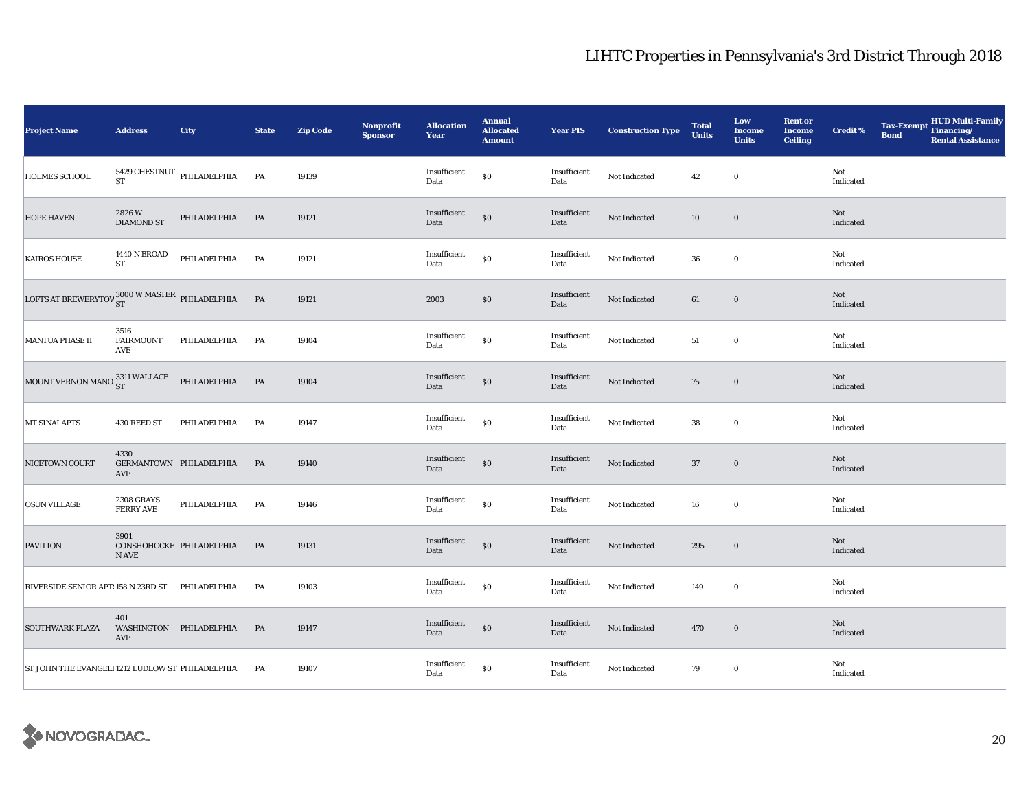# LIHTC Properties in Pennsylvania's 3rd District Through 2018

| Project Name | Address | City | State | Zip Code | Nonprofit Sponsor | Allocation Year | Annual Allocated Amount | Year PIS | Construction Type | Total Units | Low Income Units | Rent or Income Ceiling | Credit % | Tax-Exempt Bond | HUD Multi-Family Financing/ Rental Assistance |
|---|---|---|---|---|---|---|---|---|---|---|---|---|---|---|---|
| HOLMES SCHOOL | 5429 CHESTNUT ST | PHILADELPHIA | PA | 19139 | | Insufficient Data | $0 | Insufficient Data | Not Indicated | 42 | 0 | | Not Indicated | | |
| HOPE HAVEN | 2826 W DIAMOND ST | PHILADELPHIA | PA | 19121 | | Insufficient Data | $0 | Insufficient Data | Not Indicated | 10 | 0 | | Not Indicated | | |
| KAIROS HOUSE | 1440 N BROAD ST | PHILADELPHIA | PA | 19121 | | Insufficient Data | $0 | Insufficient Data | Not Indicated | 36 | 0 | | Not Indicated | | |
| LOFTS AT BREWERYTOW | 3000 W MASTER ST | PHILADELPHIA | PA | 19121 | | 2003 | $0 | Insufficient Data | Not Indicated | 61 | 0 | | Not Indicated | | |
| MANTUA PHASE II | 3516 FAIRMOUNT AVE | PHILADELPHIA | PA | 19104 | | Insufficient Data | $0 | Insufficient Data | Not Indicated | 51 | 0 | | Not Indicated | | |
| MOUNT VERNON MANO | 3311 WALLACE ST | PHILADELPHIA | PA | 19104 | | Insufficient Data | $0 | Insufficient Data | Not Indicated | 75 | 0 | | Not Indicated | | |
| MT SINAI APTS | 430 REED ST | PHILADELPHIA | PA | 19147 | | Insufficient Data | $0 | Insufficient Data | Not Indicated | 38 | 0 | | Not Indicated | | |
| NICETOWN COURT | 4330 GERMANTOWN AVE | PHILADELPHIA | PA | 19140 | | Insufficient Data | $0 | Insufficient Data | Not Indicated | 37 | 0 | | Not Indicated | | |
| OSUN VILLAGE | 2308 GRAYS FERRY AVE | PHILADELPHIA | PA | 19146 | | Insufficient Data | $0 | Insufficient Data | Not Indicated | 16 | 0 | | Not Indicated | | |
| PAVILION | 3901 CONSHOHOCKEN AVE | PHILADELPHIA | PA | 19131 | | Insufficient Data | $0 | Insufficient Data | Not Indicated | 295 | 0 | | Not Indicated | | |
| RIVERSIDE SENIOR APTS | 158 N 23RD ST | PHILADELPHIA | PA | 19103 | | Insufficient Data | $0 | Insufficient Data | Not Indicated | 149 | 0 | | Not Indicated | | |
| SOUTHWARK PLAZA | 401 WASHINGTON AVE | PHILADELPHIA | PA | 19147 | | Insufficient Data | $0 | Insufficient Data | Not Indicated | 470 | 0 | | Not Indicated | | |
| ST JOHN THE EVANGELI | 1212 LUDLOW ST | PHILADELPHIA | PA | 19107 | | Insufficient Data | $0 | Insufficient Data | Not Indicated | 79 | 0 | | Not Indicated | | |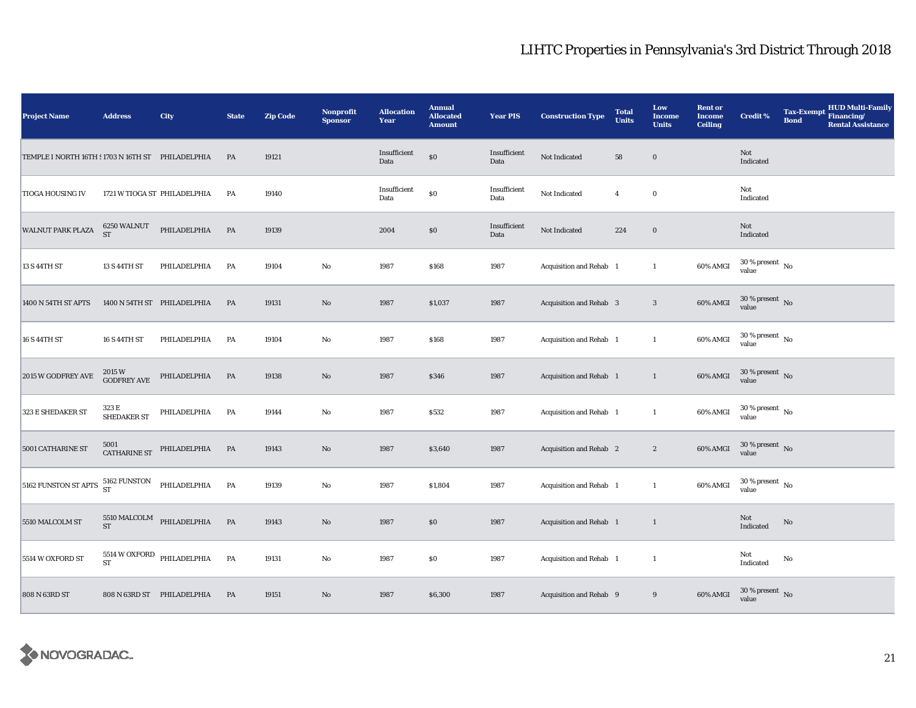# LIHTC Properties in Pennsylvania's 3rd District Through 2018

| Project Name | Address | City | State | Zip Code | Nonprofit Sponsor | Allocation Year | Annual Allocated Amount | Year PIS | Construction Type | Total Units | Low Income Units | Rent or Income Ceiling | Credit % | Tax-Exempt Bond | HUD Multi-Family Financing/ Rental Assistance |
|---|---|---|---|---|---|---|---|---|---|---|---|---|---|---|---|
| TEMPLE I NORTH 16TH S | 1703 N 16TH ST | PHILADELPHIA | PA | 19121 | | Insufficient Data | $0 | Insufficient Data | Not Indicated | 58 | 0 | | Not Indicated | | |
| TIOGA HOUSING IV | 1721 W TIOGA ST | PHILADELPHIA | PA | 19140 | | Insufficient Data | $0 | Insufficient Data | Not Indicated | 4 | 0 | | Not Indicated | | |
| WALNUT PARK PLAZA | 6250 WALNUT ST | PHILADELPHIA | PA | 19139 | | 2004 | $0 | Insufficient Data | Not Indicated | 224 | 0 | | Not Indicated | | |
| 13 S 44TH ST | 13 S 44TH ST | PHILADELPHIA | PA | 19104 | No | 1987 | $168 | 1987 | Acquisition and Rehab | 1 | 1 | 60% AMGI | 30 % present value | No | |
| 1400 N 54TH ST APTS | 1400 N 54TH ST | PHILADELPHIA | PA | 19131 | No | 1987 | $1,037 | 1987 | Acquisition and Rehab | 3 | 3 | 60% AMGI | 30 % present value | No | |
| 16 S 44TH ST | 16 S 44TH ST | PHILADELPHIA | PA | 19104 | No | 1987 | $168 | 1987 | Acquisition and Rehab | 1 | 1 | 60% AMGI | 30 % present value | No | |
| 2015 W GODFREY AVE | 2015 W GODFREY AVE | PHILADELPHIA | PA | 19138 | No | 1987 | $346 | 1987 | Acquisition and Rehab | 1 | 1 | 60% AMGI | 30 % present value | No | |
| 323 E SHEDAKER ST | 323 E SHEDAKER ST | PHILADELPHIA | PA | 19144 | No | 1987 | $532 | 1987 | Acquisition and Rehab | 1 | 1 | 60% AMGI | 30 % present value | No | |
| 5001 CATHARINE ST | 5001 CATHARINE ST | PHILADELPHIA | PA | 19143 | No | 1987 | $3,640 | 1987 | Acquisition and Rehab | 2 | 2 | 60% AMGI | 30 % present value | No | |
| 5162 FUNSTON ST APTS | 5162 FUNSTON ST | PHILADELPHIA | PA | 19139 | No | 1987 | $1,804 | 1987 | Acquisition and Rehab | 1 | 1 | 60% AMGI | 30 % present value | No | |
| 5510 MALCOLM ST | 5510 MALCOLM ST | PHILADELPHIA | PA | 19143 | No | 1987 | $0 | 1987 | Acquisition and Rehab | 1 | 1 | | Not Indicated | No | |
| 5514 W OXFORD ST | 5514 W OXFORD ST | PHILADELPHIA | PA | 19131 | No | 1987 | $0 | 1987 | Acquisition and Rehab | 1 | 1 | | Not Indicated | No | |
| 808 N 63RD ST | 808 N 63RD ST | PHILADELPHIA | PA | 19151 | No | 1987 | $6,300 | 1987 | Acquisition and Rehab | 9 | 9 | 60% AMGI | 30 % present value | No | |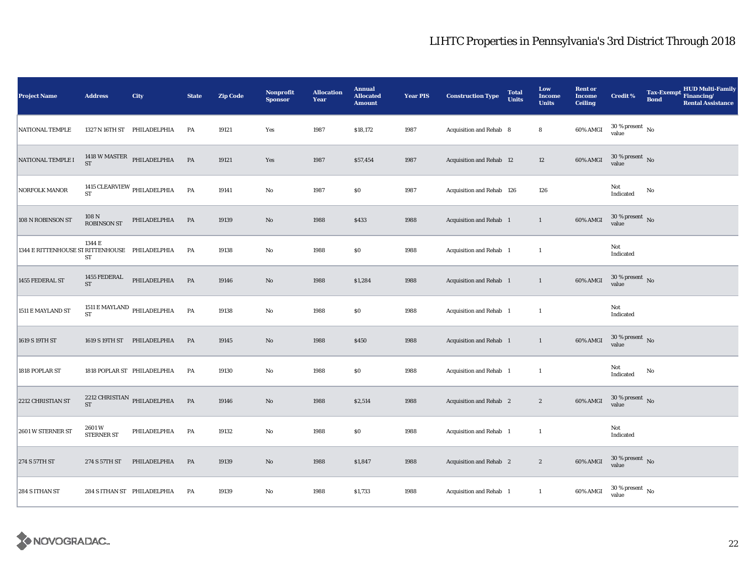# LIHTC Properties in Pennsylvania's 3rd District Through 2018

| Project Name | Address | City | State | Zip Code | Nonprofit Sponsor | Allocation Year | Annual Allocated Amount | Year PIS | Construction Type | Total Units | Low Income Units | Rent or Income Ceiling | Credit % | Tax-Exempt Bond | HUD Multi-Family Financing/ Rental Assistance |
|---|---|---|---|---|---|---|---|---|---|---|---|---|---|---|---|
| NATIONAL TEMPLE | 1327 N 16TH ST | PHILADELPHIA | PA | 19121 | Yes | 1987 | $18,172 | 1987 | Acquisition and Rehab | 8 | 8 | 60% AMGI | 30 % present value | No | |
| NATIONAL TEMPLE I | 1418 W MASTER ST | PHILADELPHIA | PA | 19121 | Yes | 1987 | $57,454 | 1987 | Acquisition and Rehab | 12 | 12 | 60% AMGI | 30 % present value | No | |
| NORFOLK MANOR | 1415 CLEARVIEW ST | PHILADELPHIA | PA | 19141 | No | 1987 | $0 | 1987 | Acquisition and Rehab | 126 | 126 | | Not Indicated | No | |
| 108 N ROBINSON ST | 108 N ROBINSON ST | PHILADELPHIA | PA | 19139 | No | 1988 | $433 | 1988 | Acquisition and Rehab | 1 | 1 | 60% AMGI | 30 % present value | No | |
| 1344 E RITTENHOUSE ST | 1344 E RITTENHOUSE ST | PHILADELPHIA | PA | 19138 | No | 1988 | $0 | 1988 | Acquisition and Rehab | 1 | 1 | | Not Indicated | | |
| 1455 FEDERAL ST | 1455 FEDERAL ST | PHILADELPHIA | PA | 19146 | No | 1988 | $1,284 | 1988 | Acquisition and Rehab | 1 | 1 | 60% AMGI | 30 % present value | No | |
| 1511 E MAYLAND ST | 1511 E MAYLAND ST | PHILADELPHIA | PA | 19138 | No | 1988 | $0 | 1988 | Acquisition and Rehab | 1 | 1 | | Not Indicated | | |
| 1619 S 19TH ST | 1619 S 19TH ST | PHILADELPHIA | PA | 19145 | No | 1988 | $450 | 1988 | Acquisition and Rehab | 1 | 1 | 60% AMGI | 30 % present value | No | |
| 1818 POPLAR ST | 1818 POPLAR ST | PHILADELPHIA | PA | 19130 | No | 1988 | $0 | 1988 | Acquisition and Rehab | 1 | 1 | | Not Indicated | No | |
| 2212 CHRISTIAN ST | 2212 CHRISTIAN ST | PHILADELPHIA | PA | 19146 | No | 1988 | $2,514 | 1988 | Acquisition and Rehab | 2 | 2 | 60% AMGI | 30 % present value | No | |
| 2601 W STERNER ST | 2601 W STERNER ST | PHILADELPHIA | PA | 19132 | No | 1988 | $0 | 1988 | Acquisition and Rehab | 1 | 1 | | Not Indicated | | |
| 274 S 57TH ST | 274 S 57TH ST | PHILADELPHIA | PA | 19139 | No | 1988 | $1,847 | 1988 | Acquisition and Rehab | 2 | 2 | 60% AMGI | 30 % present value | No | |
| 284 S ITHAN ST | 284 S ITHAN ST | PHILADELPHIA | PA | 19139 | No | 1988 | $1,733 | 1988 | Acquisition and Rehab | 1 | 1 | 60% AMGI | 30 % present value | No | |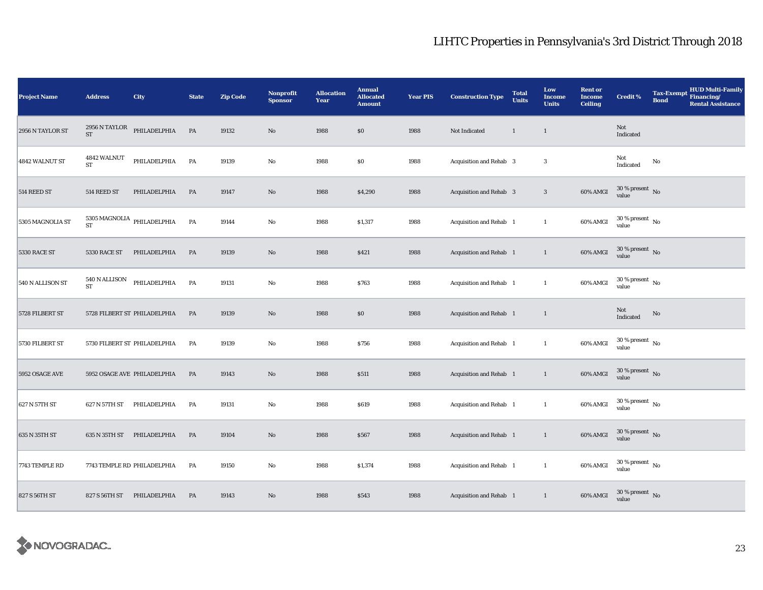# LIHTC Properties in Pennsylvania's 3rd District Through 2018

| Project Name | Address | City | State | Zip Code | Nonprofit Sponsor | Allocation Year | Annual Allocated Amount | Year PIS | Construction Type | Total Units | Low Income Units | Rent or Income Ceiling | Credit % | Tax-Exempt Bond | HUD Multi-Family Financing/ Rental Assistance |
|---|---|---|---|---|---|---|---|---|---|---|---|---|---|---|---|
| 2956 N TAYLOR ST | 2956 N TAYLOR ST | PHILADELPHIA | PA | 19132 | No | 1988 | $0 | 1988 | Not Indicated | 1 | 1 | | Not Indicated | | |
| 4842 WALNUT ST | 4842 WALNUT ST | PHILADELPHIA | PA | 19139 | No | 1988 | $0 | 1988 | Acquisition and Rehab | 3 | 3 | | Not Indicated | No | |
| 514 REED ST | 514 REED ST | PHILADELPHIA | PA | 19147 | No | 1988 | $4,290 | 1988 | Acquisition and Rehab | 3 | 3 | 60% AMGI | 30 % present value | No | |
| 5305 MAGNOLIA ST | 5305 MAGNOLIA ST | PHILADELPHIA | PA | 19144 | No | 1988 | $1,317 | 1988 | Acquisition and Rehab | 1 | 1 | 60% AMGI | 30 % present value | No | |
| 5330 RACE ST | 5330 RACE ST | PHILADELPHIA | PA | 19139 | No | 1988 | $421 | 1988 | Acquisition and Rehab | 1 | 1 | 60% AMGI | 30 % present value | No | |
| 540 N ALLISON ST | 540 N ALLISON ST | PHILADELPHIA | PA | 19131 | No | 1988 | $763 | 1988 | Acquisition and Rehab | 1 | 1 | 60% AMGI | 30 % present value | No | |
| 5728 FILBERT ST | 5728 FILBERT ST | PHILADELPHIA | PA | 19139 | No | 1988 | $0 | 1988 | Acquisition and Rehab | 1 | 1 | | Not Indicated | No | |
| 5730 FILBERT ST | 5730 FILBERT ST | PHILADELPHIA | PA | 19139 | No | 1988 | $756 | 1988 | Acquisition and Rehab | 1 | 1 | 60% AMGI | 30 % present value | No | |
| 5952 OSAGE AVE | 5952 OSAGE AVE | PHILADELPHIA | PA | 19143 | No | 1988 | $511 | 1988 | Acquisition and Rehab | 1 | 1 | 60% AMGI | 30 % present value | No | |
| 627 N 57TH ST | 627 N 57TH ST | PHILADELPHIA | PA | 19131 | No | 1988 | $619 | 1988 | Acquisition and Rehab | 1 | 1 | 60% AMGI | 30 % present value | No | |
| 635 N 35TH ST | 635 N 35TH ST | PHILADELPHIA | PA | 19104 | No | 1988 | $567 | 1988 | Acquisition and Rehab | 1 | 1 | 60% AMGI | 30 % present value | No | |
| 7743 TEMPLE RD | 7743 TEMPLE RD | PHILADELPHIA | PA | 19150 | No | 1988 | $1,374 | 1988 | Acquisition and Rehab | 1 | 1 | 60% AMGI | 30 % present value | No | |
| 827 S 56TH ST | 827 S 56TH ST | PHILADELPHIA | PA | 19143 | No | 1988 | $543 | 1988 | Acquisition and Rehab | 1 | 1 | 60% AMGI | 30 % present value | No | |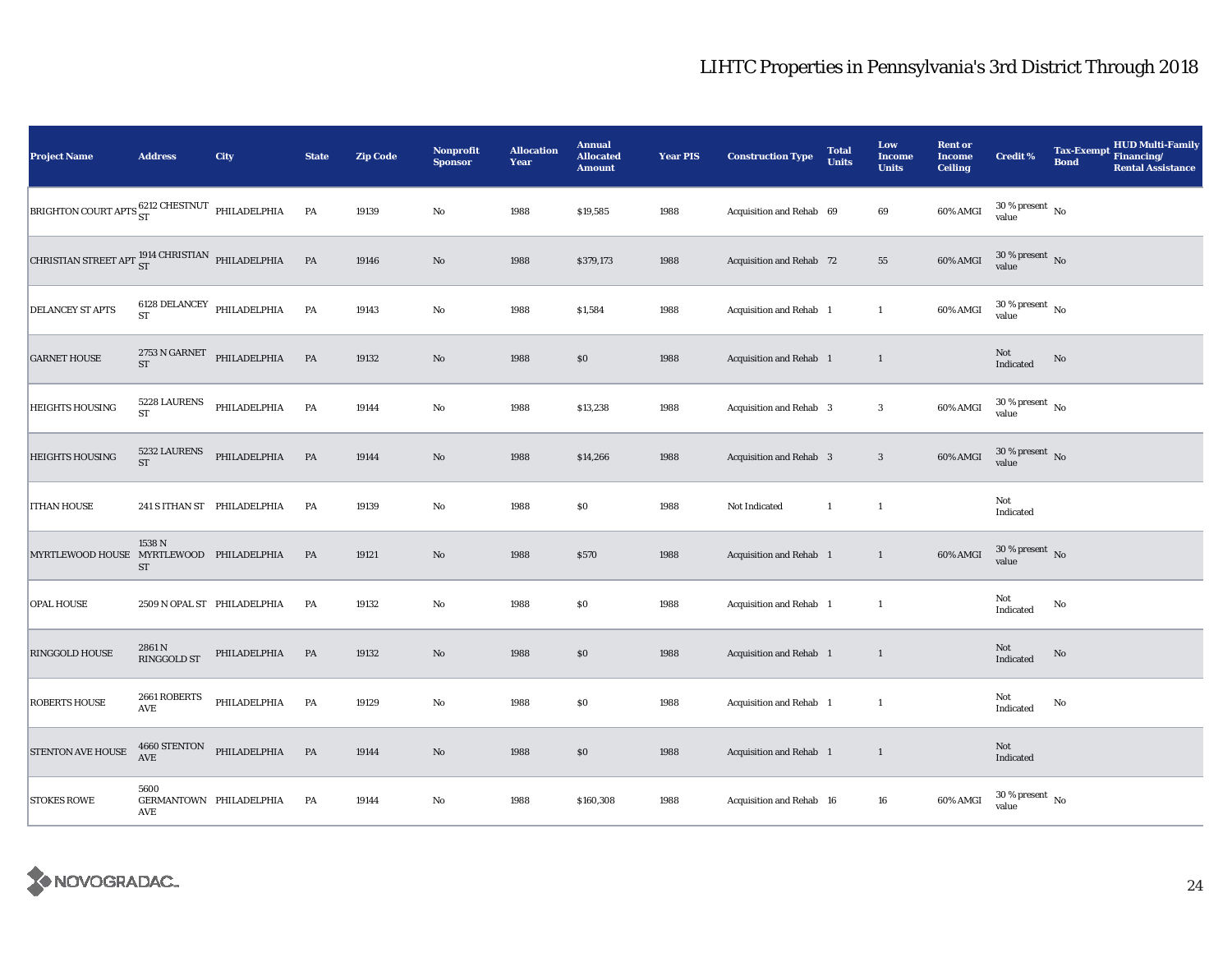# LIHTC Properties in Pennsylvania's 3rd District Through 2018

| Project Name | Address | City | State | Zip Code | Nonprofit Sponsor | Allocation Year | Annual Allocated Amount | Year PIS | Construction Type | Total Units | Low Income Units | Rent or Income Ceiling | Credit % | Tax-Exempt Bond | HUD Multi-Family Financing/ Rental Assistance |
|---|---|---|---|---|---|---|---|---|---|---|---|---|---|---|---|
| BRIGHTON COURT APTS | 6212 CHESTNUT ST | PHILADELPHIA | PA | 19139 | No | 1988 | $19,585 | 1988 | Acquisition and Rehab | 69 | 69 | 60% AMGI | 30 % present value | No | |
| CHRISTIAN STREET APT | 1914 CHRISTIAN ST | PHILADELPHIA | PA | 19146 | No | 1988 | $379,173 | 1988 | Acquisition and Rehab | 72 | 55 | 60% AMGI | 30 % present value | No | |
| DELANCEY ST APTS | 6128 DELANCEY ST | PHILADELPHIA | PA | 19143 | No | 1988 | $1,584 | 1988 | Acquisition and Rehab | 1 | 1 | 60% AMGI | 30 % present value | No | |
| GARNET HOUSE | 2753 N GARNET ST | PHILADELPHIA | PA | 19132 | No | 1988 | $0 | 1988 | Acquisition and Rehab | 1 | 1 | | Not Indicated | No | |
| HEIGHTS HOUSING | 5228 LAURENS ST | PHILADELPHIA | PA | 19144 | No | 1988 | $13,238 | 1988 | Acquisition and Rehab | 3 | 3 | 60% AMGI | 30 % present value | No | |
| HEIGHTS HOUSING | 5232 LAURENS ST | PHILADELPHIA | PA | 19144 | No | 1988 | $14,266 | 1988 | Acquisition and Rehab | 3 | 3 | 60% AMGI | 30 % present value | No | |
| ITHAN HOUSE | 241 S ITHAN ST | PHILADELPHIA | PA | 19139 | No | 1988 | $0 | 1988 | Not Indicated | 1 | 1 | | Not Indicated | | |
| MYRTLEWOOD HOUSE | 1538 N MYRTLEWOOD ST | PHILADELPHIA | PA | 19121 | No | 1988 | $570 | 1988 | Acquisition and Rehab | 1 | 1 | 60% AMGI | 30 % present value | No | |
| OPAL HOUSE | 2509 N OPAL ST | PHILADELPHIA | PA | 19132 | No | 1988 | $0 | 1988 | Acquisition and Rehab | 1 | 1 | | Not Indicated | No | |
| RINGGOLD HOUSE | 2861 N RINGGOLD ST | PHILADELPHIA | PA | 19132 | No | 1988 | $0 | 1988 | Acquisition and Rehab | 1 | 1 | | Not Indicated | No | |
| ROBERTS HOUSE | 2661 ROBERTS AVE | PHILADELPHIA | PA | 19129 | No | 1988 | $0 | 1988 | Acquisition and Rehab | 1 | 1 | | Not Indicated | No | |
| STENTON AVE HOUSE | 4660 STENTON AVE | PHILADELPHIA | PA | 19144 | No | 1988 | $0 | 1988 | Acquisition and Rehab | 1 | 1 | | Not Indicated | | |
| STOKES ROWE | 5600 GERMANTOWN AVE | PHILADELPHIA | PA | 19144 | No | 1988 | $160,308 | 1988 | Acquisition and Rehab | 16 | 16 | 60% AMGI | 30 % present value | No | |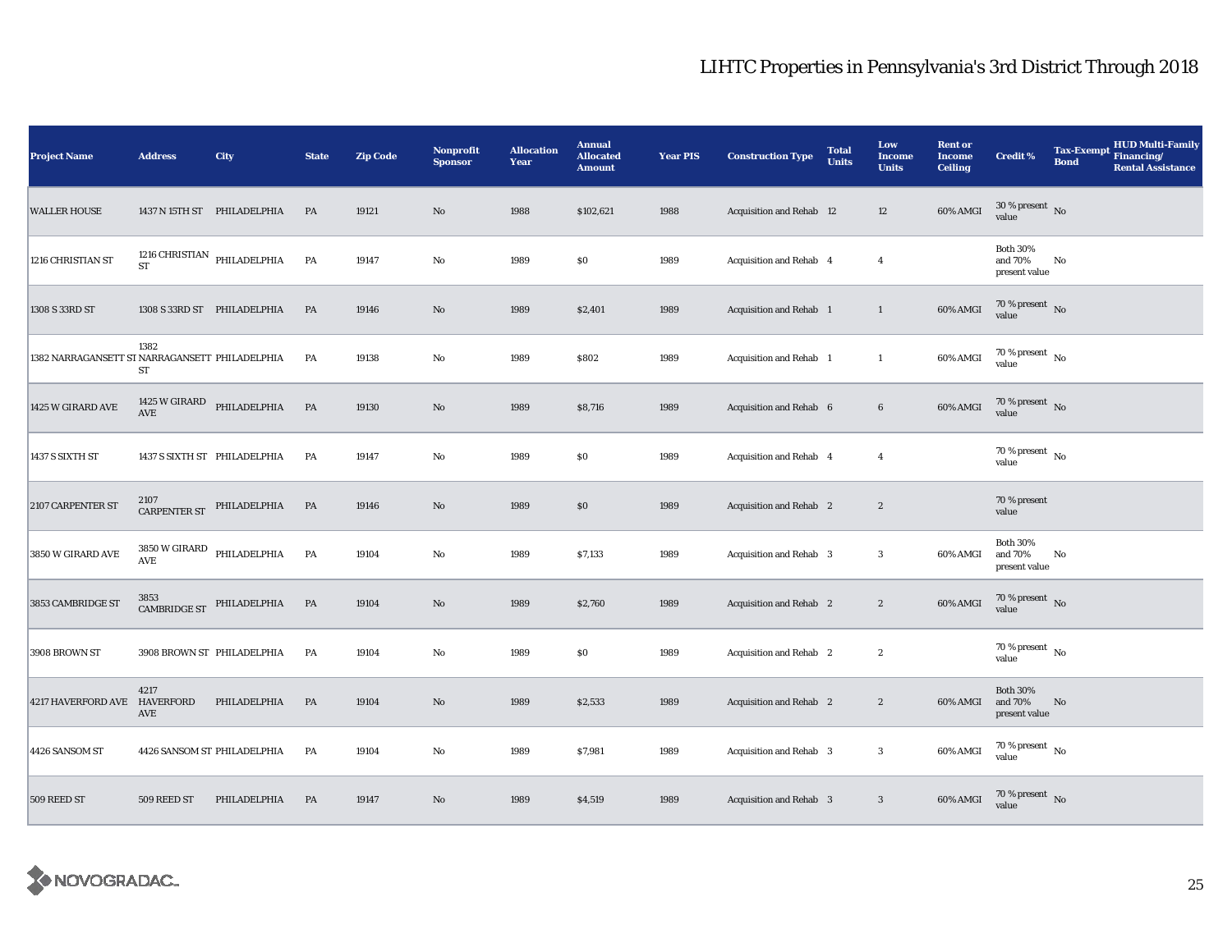# LIHTC Properties in Pennsylvania's 3rd District Through 2018

| Project Name | Address | City | State | Zip Code | Nonprofit Sponsor | Allocation Year | Annual Allocated Amount | Year PIS | Construction Type | Total Units | Low Income Units | Rent or Income Ceiling | Credit % | Tax-Exempt Bond | HUD Multi-Family Financing/ Rental Assistance |
|---|---|---|---|---|---|---|---|---|---|---|---|---|---|---|---|
| WALLER HOUSE | 1437 N 15TH ST | PHILADELPHIA | PA | 19121 | No | 1988 | $102,621 | 1988 | Acquisition and Rehab | 12 | 12 | 60% AMGI | 30 % present value | No | |
| 1216 CHRISTIAN ST | 1216 CHRISTIAN ST | PHILADELPHIA | PA | 19147 | No | 1989 | $0 | 1989 | Acquisition and Rehab | 4 | 4 | | Both 30% and 70% present value | No | |
| 1308 S 33RD ST | 1308 S 33RD ST | PHILADELPHIA | PA | 19146 | No | 1989 | $2,401 | 1989 | Acquisition and Rehab | 1 | 1 | 60% AMGI | 70 % present value | No | |
| 1382 NARRAGANSETT ST | 1382 NARRAGANSETT ST | PHILADELPHIA | PA | 19138 | No | 1989 | $802 | 1989 | Acquisition and Rehab | 1 | 1 | 60% AMGI | 70 % present value | No | |
| 1425 W GIRARD AVE | 1425 W GIRARD AVE | PHILADELPHIA | PA | 19130 | No | 1989 | $8,716 | 1989 | Acquisition and Rehab | 6 | 6 | 60% AMGI | 70 % present value | No | |
| 1437 S SIXTH ST | 1437 S SIXTH ST | PHILADELPHIA | PA | 19147 | No | 1989 | $0 | 1989 | Acquisition and Rehab | 4 | 4 | | 70 % present value | No | |
| 2107 CARPENTER ST | 2107 CARPENTER ST | PHILADELPHIA | PA | 19146 | No | 1989 | $0 | 1989 | Acquisition and Rehab | 2 | 2 | | 70 % present value | | |
| 3850 W GIRARD AVE | 3850 W GIRARD AVE | PHILADELPHIA | PA | 19104 | No | 1989 | $7,133 | 1989 | Acquisition and Rehab | 3 | 3 | 60% AMGI | Both 30% and 70% present value | No | |
| 3853 CAMBRIDGE ST | 3853 CAMBRIDGE ST | PHILADELPHIA | PA | 19104 | No | 1989 | $2,760 | 1989 | Acquisition and Rehab | 2 | 2 | 60% AMGI | 70 % present value | No | |
| 3908 BROWN ST | 3908 BROWN ST | PHILADELPHIA | PA | 19104 | No | 1989 | $0 | 1989 | Acquisition and Rehab | 2 | 2 | | 70 % present value | No | |
| 4217 HAVERFORD AVE | 4217 HAVERFORD AVE | PHILADELPHIA | PA | 19104 | No | 1989 | $2,533 | 1989 | Acquisition and Rehab | 2 | 2 | 60% AMGI | Both 30% and 70% present value | No | |
| 4426 SANSOM ST | 4426 SANSOM ST | PHILADELPHIA | PA | 19104 | No | 1989 | $7,981 | 1989 | Acquisition and Rehab | 3 | 3 | 60% AMGI | 70 % present value | No | |
| 509 REED ST | 509 REED ST | PHILADELPHIA | PA | 19147 | No | 1989 | $4,519 | 1989 | Acquisition and Rehab | 3 | 3 | 60% AMGI | 70 % present value | No | |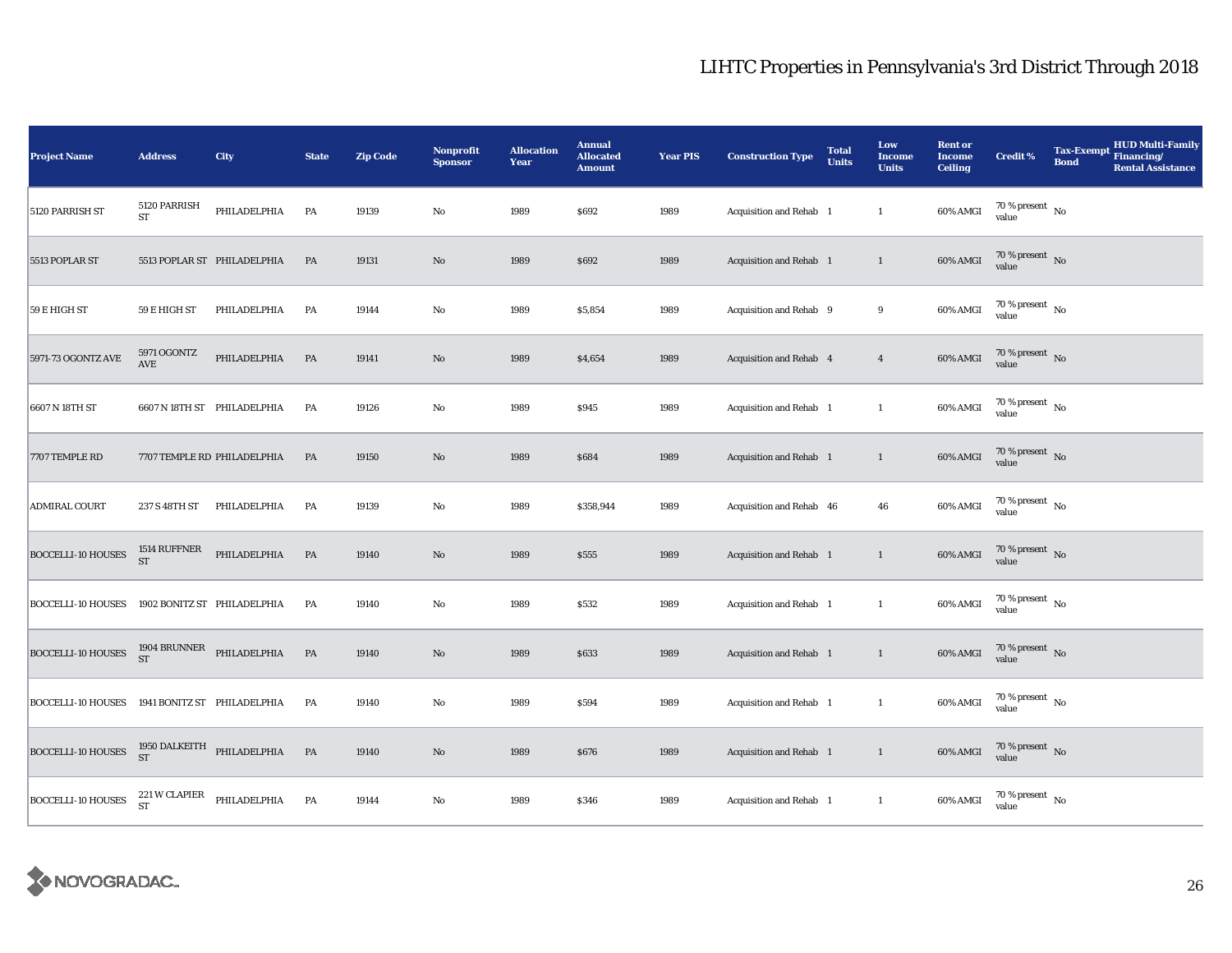# LIHTC Properties in Pennsylvania's 3rd District Through 2018

| Project Name | Address | City | State | Zip Code | Nonprofit Sponsor | Allocation Year | Annual Allocated Amount | Year PIS | Construction Type | Total Units | Low Income Units | Rent or Income Ceiling | Credit % | Tax-Exempt Bond | HUD Multi-Family Financing/ Rental Assistance |
|---|---|---|---|---|---|---|---|---|---|---|---|---|---|---|---|
| 5120 PARRISH ST | 5120 PARRISH ST | PHILADELPHIA | PA | 19139 | No | 1989 | $692 | 1989 | Acquisition and Rehab | 1 | 1 | 60% AMGI | 70 % present value | No | |
| 5513 POPLAR ST | 5513 POPLAR ST | PHILADELPHIA | PA | 19131 | No | 1989 | $692 | 1989 | Acquisition and Rehab | 1 | 1 | 60% AMGI | 70 % present value | No | |
| 59 E HIGH ST | 59 E HIGH ST | PHILADELPHIA | PA | 19144 | No | 1989 | $5,854 | 1989 | Acquisition and Rehab | 9 | 9 | 60% AMGI | 70 % present value | No | |
| 5971-73 OGONTZ AVE | 5971 OGONTZ AVE | PHILADELPHIA | PA | 19141 | No | 1989 | $4,654 | 1989 | Acquisition and Rehab | 4 | 4 | 60% AMGI | 70 % present value | No | |
| 6607 N 18TH ST | 6607 N 18TH ST | PHILADELPHIA | PA | 19126 | No | 1989 | $945 | 1989 | Acquisition and Rehab | 1 | 1 | 60% AMGI | 70 % present value | No | |
| 7707 TEMPLE RD | 7707 TEMPLE RD | PHILADELPHIA | PA | 19150 | No | 1989 | $684 | 1989 | Acquisition and Rehab | 1 | 1 | 60% AMGI | 70 % present value | No | |
| ADMIRAL COURT | 237 S 48TH ST | PHILADELPHIA | PA | 19139 | No | 1989 | $358,944 | 1989 | Acquisition and Rehab | 46 | 46 | 60% AMGI | 70 % present value | No | |
| BOCCELLI-10 HOUSES | 1514 RUFFNER ST | PHILADELPHIA | PA | 19140 | No | 1989 | $555 | 1989 | Acquisition and Rehab | 1 | 1 | 60% AMGI | 70 % present value | No | |
| BOCCELLI-10 HOUSES | 1902 BONITZ ST | PHILADELPHIA | PA | 19140 | No | 1989 | $532 | 1989 | Acquisition and Rehab | 1 | 1 | 60% AMGI | 70 % present value | No | |
| BOCCELLI-10 HOUSES | 1904 BRUNNER ST | PHILADELPHIA | PA | 19140 | No | 1989 | $633 | 1989 | Acquisition and Rehab | 1 | 1 | 60% AMGI | 70 % present value | No | |
| BOCCELLI-10 HOUSES | 1941 BONITZ ST | PHILADELPHIA | PA | 19140 | No | 1989 | $594 | 1989 | Acquisition and Rehab | 1 | 1 | 60% AMGI | 70 % present value | No | |
| BOCCELLI-10 HOUSES | 1950 DALKEITH ST | PHILADELPHIA | PA | 19140 | No | 1989 | $676 | 1989 | Acquisition and Rehab | 1 | 1 | 60% AMGI | 70 % present value | No | |
| BOCCELLI-10 HOUSES | 221 W CLAPIER ST | PHILADELPHIA | PA | 19144 | No | 1989 | $346 | 1989 | Acquisition and Rehab | 1 | 1 | 60% AMGI | 70 % present value | No | |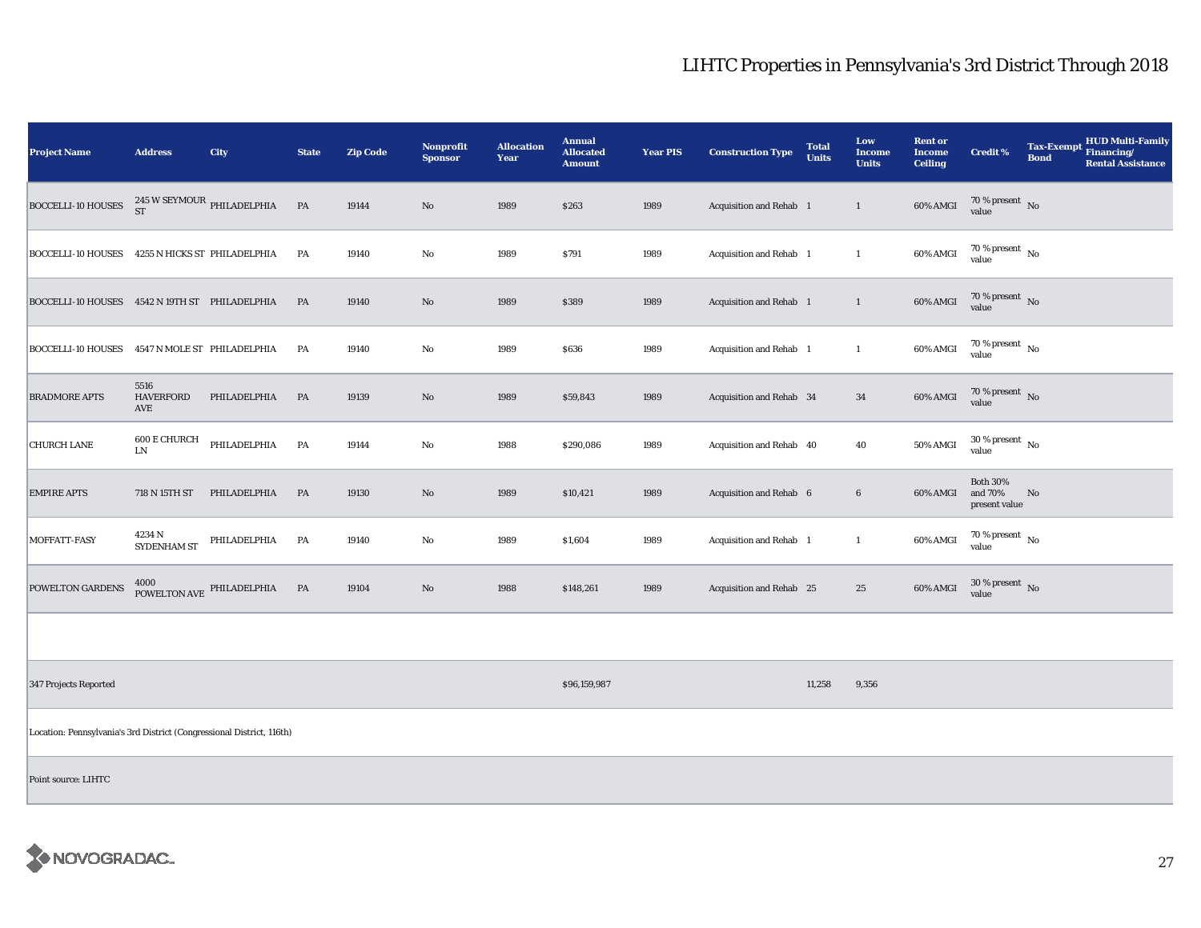## LIHTC Properties in Pennsylvania's 3rd District Through 2018

| Project Name | Address | City | State | Zip Code | Nonprofit Sponsor | Allocation Year | Annual Allocated Amount | Year PIS | Construction Type | Total Units | Low Income Units | Rent or Income Ceiling | Credit % | Tax-Exempt Bond | HUD Multi-Family Financing/ Rental Assistance |
|---|---|---|---|---|---|---|---|---|---|---|---|---|---|---|---|
| BOCCELLI-10 HOUSES | 245 W SEYMOUR ST | PHILADELPHIA | PA | 19144 | No | 1989 | $263 | 1989 | Acquisition and Rehab | 1 | 1 | 60% AMGI | 70 % present value | No | |
| BOCCELLI-10 HOUSES | 4255 N HICKS ST | PHILADELPHIA | PA | 19140 | No | 1989 | $791 | 1989 | Acquisition and Rehab | 1 | 1 | 60% AMGI | 70 % present value | No | |
| BOCCELLI-10 HOUSES | 4542 N 19TH ST | PHILADELPHIA | PA | 19140 | No | 1989 | $389 | 1989 | Acquisition and Rehab | 1 | 1 | 60% AMGI | 70 % present value | No | |
| BOCCELLI-10 HOUSES | 4547 N MOLE ST | PHILADELPHIA | PA | 19140 | No | 1989 | $636 | 1989 | Acquisition and Rehab | 1 | 1 | 60% AMGI | 70 % present value | No | |
| BRADMORE APTS | 5516 HAVERFORD AVE | PHILADELPHIA | PA | 19139 | No | 1989 | $59,843 | 1989 | Acquisition and Rehab | 34 | 34 | 60% AMGI | 70 % present value | No | |
| CHURCH LANE | 600 E CHURCH LN | PHILADELPHIA | PA | 19144 | No | 1988 | $290,086 | 1989 | Acquisition and Rehab | 40 | 40 | 50% AMGI | 30 % present value | No | |
| EMPIRE APTS | 718 N 15TH ST | PHILADELPHIA | PA | 19130 | No | 1989 | $10,421 | 1989 | Acquisition and Rehab | 6 | 6 | 60% AMGI | Both 30% and 70% present value | No | |
| MOFFATT-FASY | 4234 N SYDENHAM ST | PHILADELPHIA | PA | 19140 | No | 1989 | $1,604 | 1989 | Acquisition and Rehab | 1 | 1 | 60% AMGI | 70 % present value | No | |
| POWELTON GARDENS | 4000 POWELTON AVE | PHILADELPHIA | PA | 19104 | No | 1988 | $148,261 | 1989 | Acquisition and Rehab | 25 | 25 | 60% AMGI | 30 % present value | No | |
| | | | | | | | | | | | | | | | |
| 347 Projects Reported | | | | | | | $96,159,987 | | | 11,258 | 9,356 | | | | |
| Location: Pennsylvania's 3rd District (Congressional District, 116th) | | | | | | | | | | | | | | | |
| Point source: LIHTC | | | | | | | | | | | | | | | |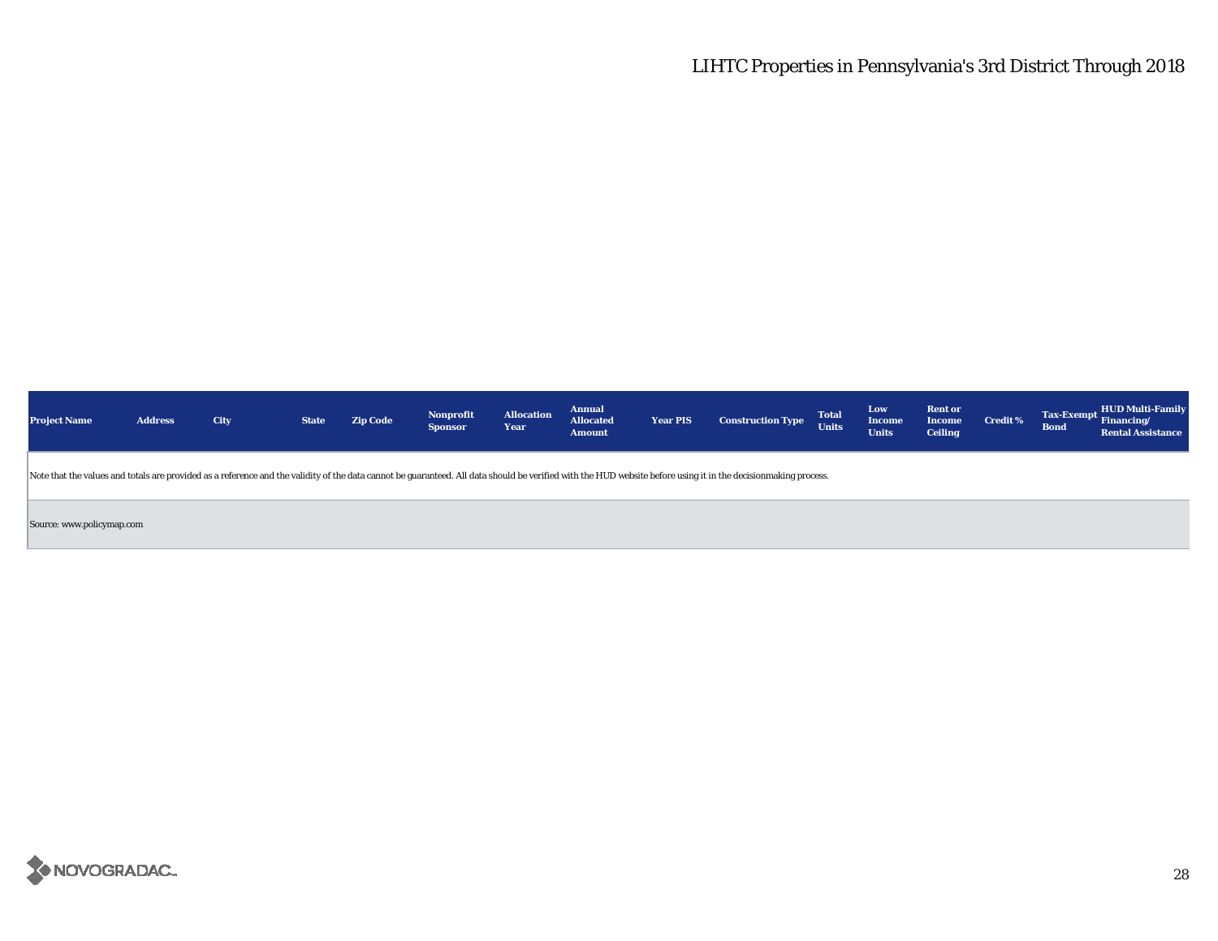# LIHTC Properties in Pennsylvania's 3rd District Through 2018

| Project Name | Address | City | State | Zip Code | Nonprofit Sponsor | Allocation Year | Annual Allocated Amount | Year PIS | Construction Type | Total Units | Low Income Units | Rent or Income Ceiling | Credit % | Tax-Exempt Bond | HUD Multi-Family Financing/ Rental Assistance |
|---|---|---|---|---|---|---|---|---|---|---|---|---|---|---|---|

Note that the values and totals are provided as a reference and the validity of the data cannot be guaranteed. All data should be verified with the HUD website before using it in the decisionmaking process.

Source: www.policymap.com